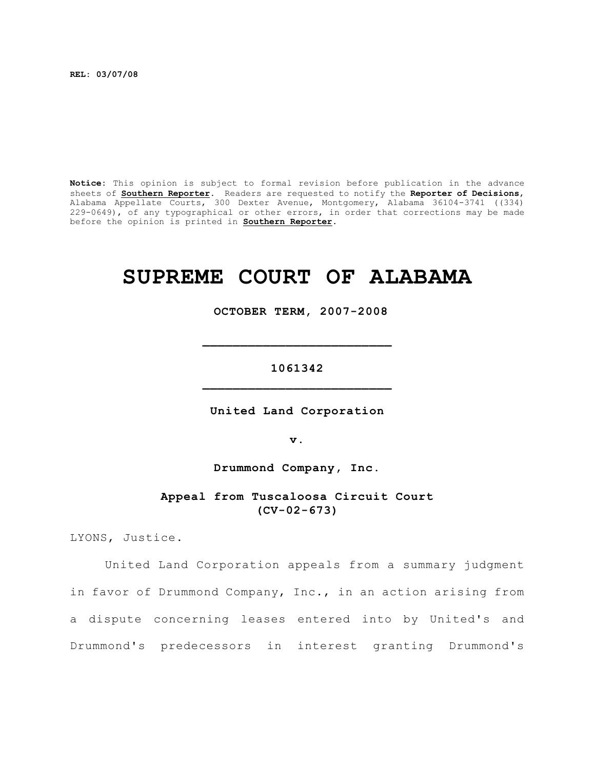**REL: 03/07/08**

**Notice:** This opinion is subject to formal revision before publication in the advance sheets of **Southern Reporter**. Readers are requested to notify the **Reporter of Decisions**, Alabama Appellate Courts, 300 Dexter Avenue, Montgomery, Alabama 36104-3741 ((334) 229-0649), of any typographical or other errors, in order that corrections may be made before the opinion is printed in **Southern Reporter**.

# SUPREME COURT OF ALABAMA

**OCTOBER TERM, 2007-2008**

---

**1061342**

---

**United Land Corporation**

**v.**

**Drummond Company, Inc.**

**Appeal from Tuscaloosa Circuit Court (CV-02-673)**

LYONS, Justice.

United Land Corporation appeals from a summary judgment in favor of Drummond Company, Inc., in an action arising from a dispute concerning leases entered into by United's and Drummond's predecessors in interest granting Drummond's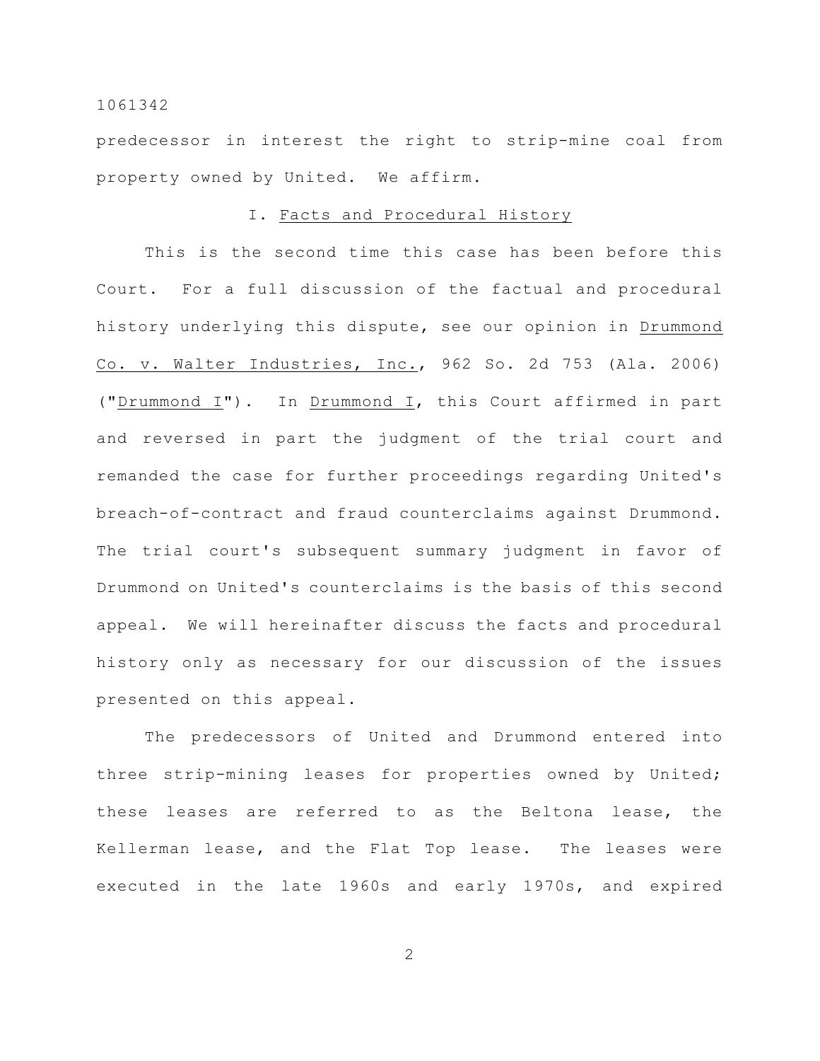predecessor in interest the right to strip-mine coal from property owned by United. We affirm.

## I. Facts and Procedural History

This is the second time this case has been before this Court. For a full discussion of the factual and procedural history underlying this dispute, see our opinion in Drummond Co. v. Walter Industries, Inc., 962 So. 2d 753 (Ala. 2006) ("Drummond I"). In Drummond I, this Court affirmed in part and reversed in part the judgment of the trial court and remanded the case for further proceedings regarding United's breach-of-contract and fraud counterclaims against Drummond. The trial court's subsequent summary judgment in favor of Drummond on United's counterclaims is the basis of this second appeal. We will hereinafter discuss the facts and procedural history only as necessary for our discussion of the issues presented on this appeal.

The predecessors of United and Drummond entered into three strip-mining leases for properties owned by United; these leases are referred to as the Beltona lease, the Kellerman lease, and the Flat Top lease. The leases were executed in the late 1960s and early 1970s, and expired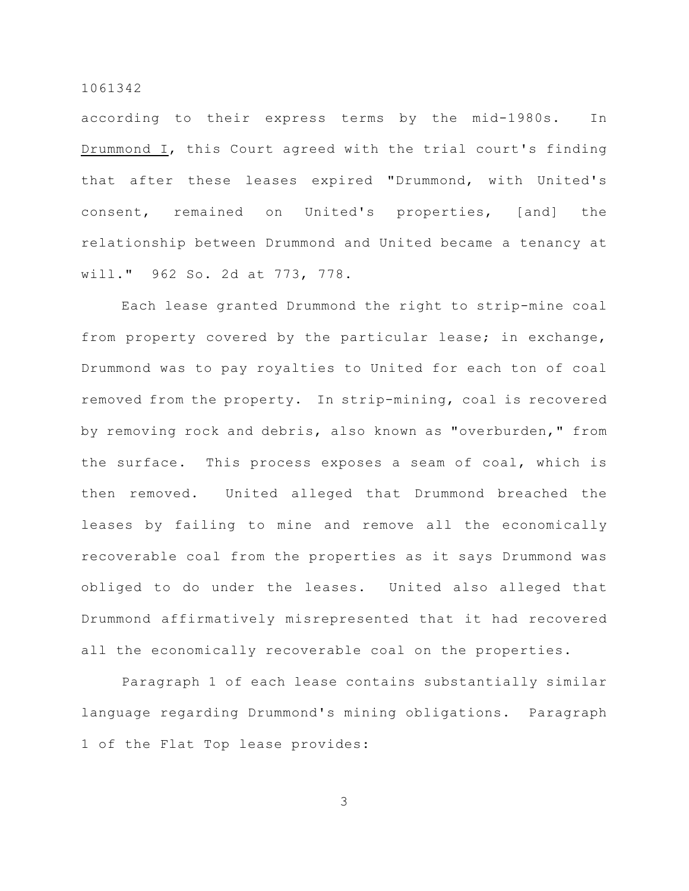according to their express terms by the mid-1980s. In Drummond I, this Court agreed with the trial court's finding that after these leases expired "Drummond, with United's consent, remained on United's properties, [and] the relationship between Drummond and United became a tenancy at will." 962 So. 2d at 773, 778.

Each lease granted Drummond the right to strip-mine coal from property covered by the particular lease; in exchange, Drummond was to pay royalties to United for each ton of coal removed from the property. In strip-mining, coal is recovered by removing rock and debris, also known as "overburden," from the surface. This process exposes a seam of coal, which is then removed. United alleged that Drummond breached the leases by failing to mine and remove all the economically recoverable coal from the properties as it says Drummond was obliged to do under the leases. United also alleged that Drummond affirmatively misrepresented that it had recovered all the economically recoverable coal on the properties.

Paragraph 1 of each lease contains substantially similar language regarding Drummond's mining obligations. Paragraph 1 of the Flat Top lease provides: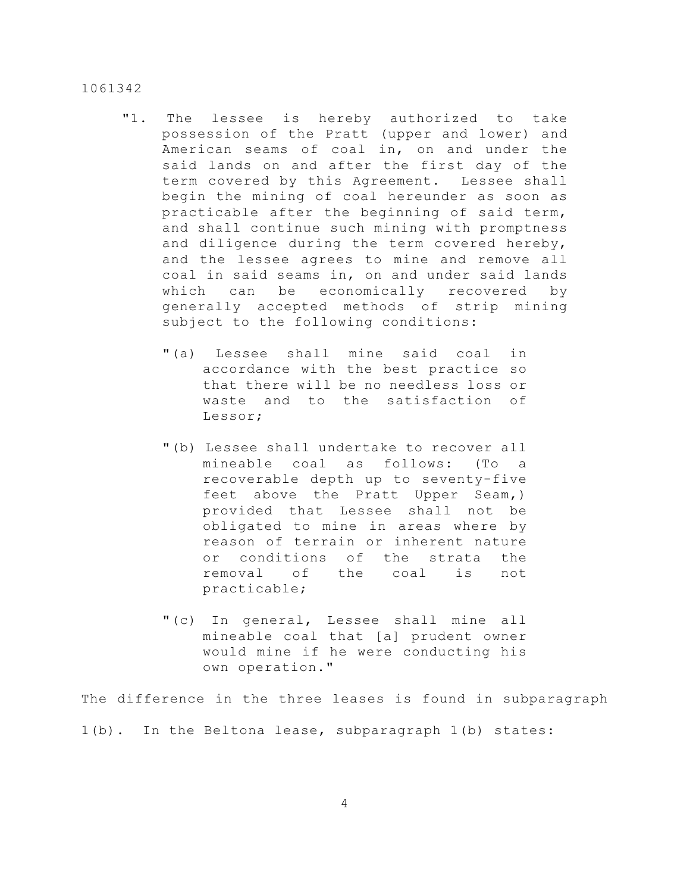> "1. The lessee is hereby authorized to take possession of the Pratt (upper and lower) and American seams of coal in, on and under the said lands on and after the first day of the term covered by this Agreement. Lessee shall begin the mining of coal hereunder as soon as practicable after the beginning of said term, and shall continue such mining with promptness and diligence during the term covered hereby, and the lessee agrees to mine and remove all coal in said seams in, on and under said lands which can be economically recovered by generally accepted methods of strip mining subject to the following conditions:
>
> "(a) Lessee shall mine said coal in accordance with the best practice so that there will be no needless loss or waste and to the satisfaction of Lessor;
>
> "(b) Lessee shall undertake to recover all mineable coal as follows: (To a recoverable depth up to seventy-five feet above the Pratt Upper Seam,) provided that Lessee shall not be obligated to mine in areas where by reason of terrain or inherent nature or conditions of the strata the removal of the coal is not practicable;
>
> "(c) In general, Lessee shall mine all mineable coal that [a] prudent owner would mine if he were conducting his own operation."

The difference in the three leases is found in subparagraph 1(b). In the Beltona lease, subparagraph 1(b) states: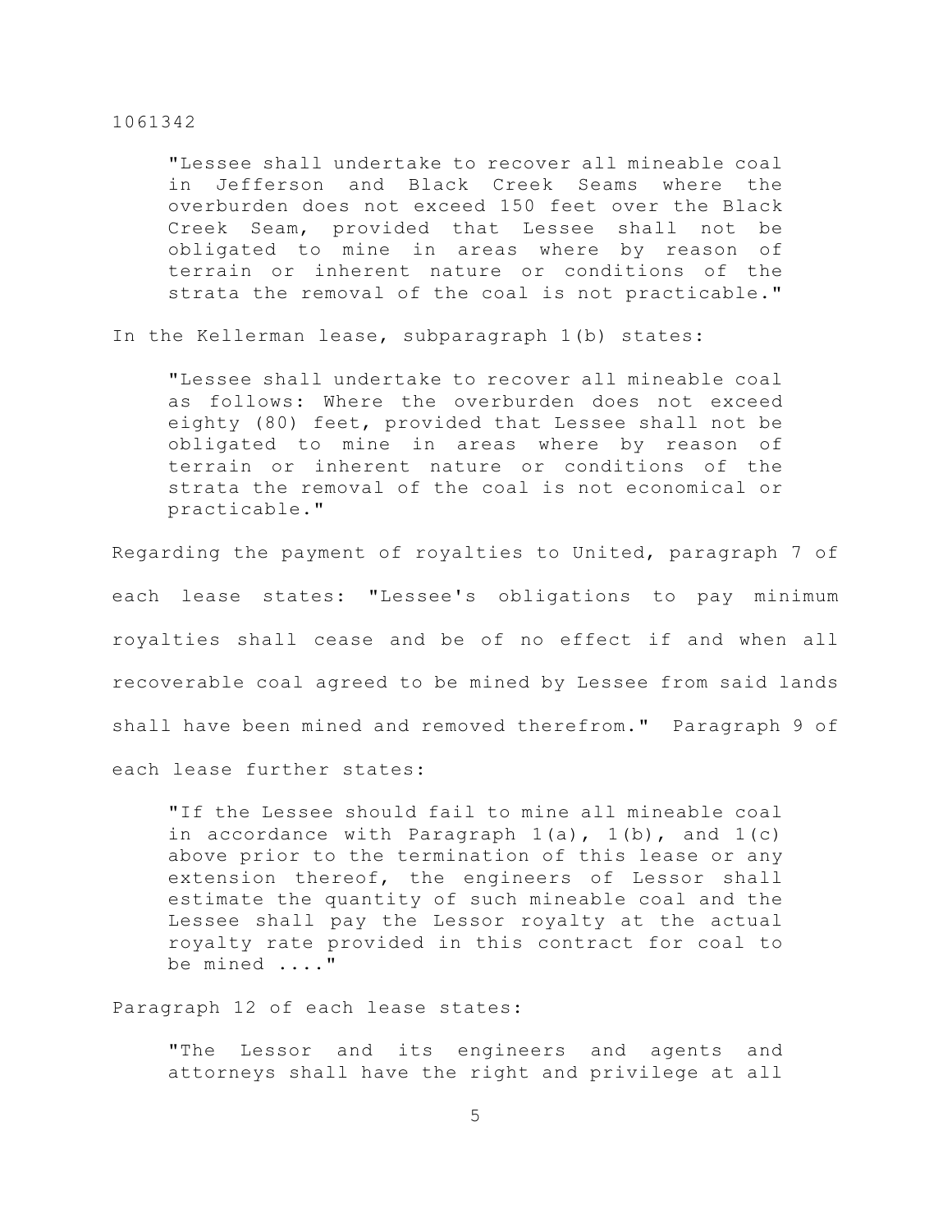> "Lessee shall undertake to recover all mineable coal in Jefferson and Black Creek Seams where the overburden does not exceed 150 feet over the Black Creek Seam, provided that Lessee shall not be obligated to mine in areas where by reason of terrain or inherent nature or conditions of the strata the removal of the coal is not practicable."

In the Kellerman lease, subparagraph 1(b) states:

> "Lessee shall undertake to recover all mineable coal as follows: Where the overburden does not exceed eighty (80) feet, provided that Lessee shall not be obligated to mine in areas where by reason of terrain or inherent nature or conditions of the strata the removal of the coal is not economical or practicable."

Regarding the payment of royalties to United, paragraph 7 of each lease states: "Lessee's obligations to pay minimum royalties shall cease and be of no effect if and when all recoverable coal agreed to be mined by Lessee from said lands shall have been mined and removed therefrom." Paragraph 9 of each lease further states:

> "If the Lessee should fail to mine all mineable coal in accordance with Paragraph 1(a), 1(b), and 1(c) above prior to the termination of this lease or any extension thereof, the engineers of Lessor shall estimate the quantity of such mineable coal and the Lessee shall pay the Lessor royalty at the actual royalty rate provided in this contract for coal to be mined ...."

Paragraph 12 of each lease states:

> "The Lessor and its engineers and agents and attorneys shall have the right and privilege at all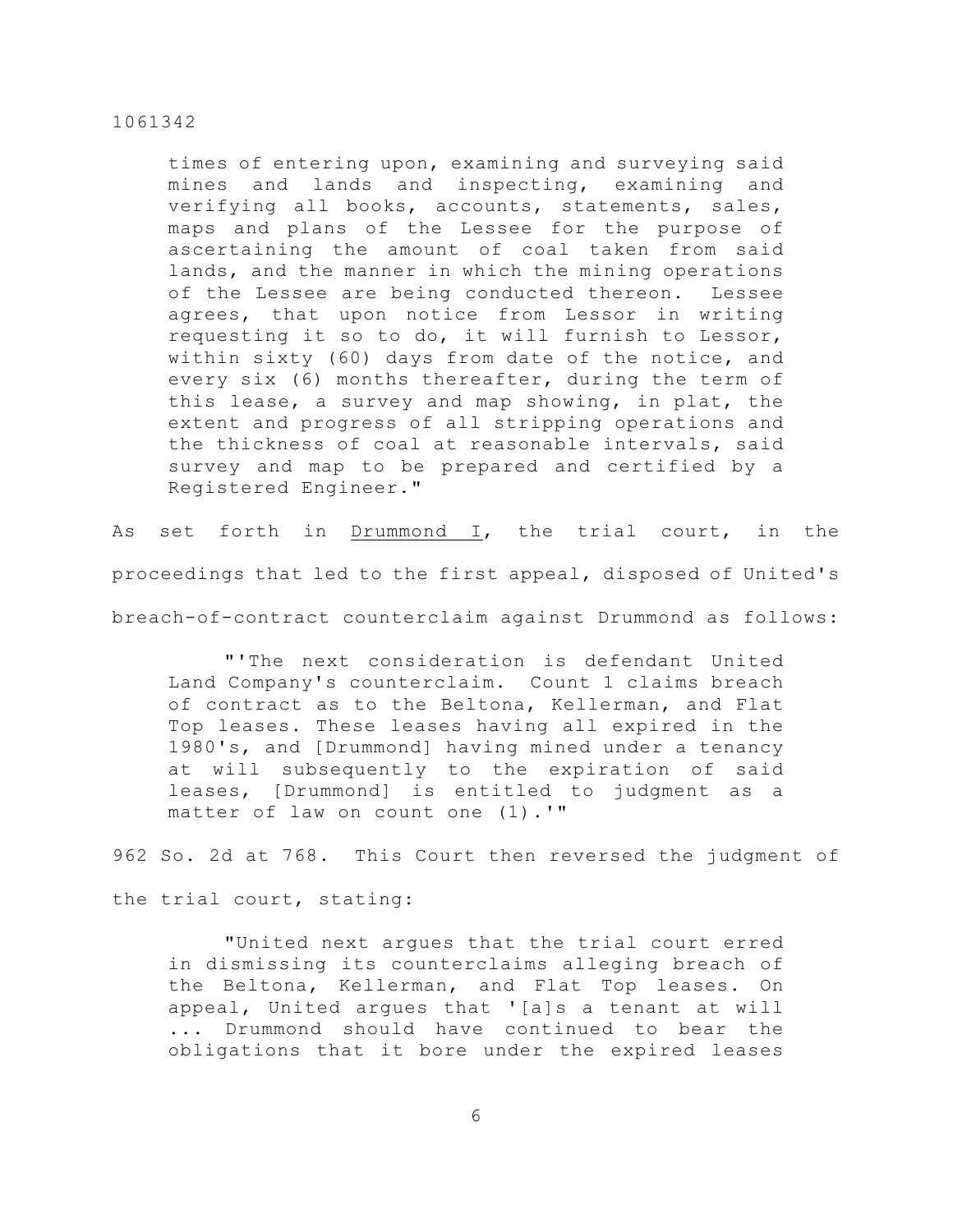> times of entering upon, examining and surveying said mines and lands and inspecting, examining and verifying all books, accounts, statements, sales, maps and plans of the Lessee for the purpose of ascertaining the amount of coal taken from said lands, and the manner in which the mining operations of the Lessee are being conducted thereon. Lessee agrees, that upon notice from Lessor in writing requesting it so to do, it will furnish to Lessor, within sixty (60) days from date of the notice, and every six (6) months thereafter, during the term of this lease, a survey and map showing, in plat, the extent and progress of all stripping operations and the thickness of coal at reasonable intervals, said survey and map to be prepared and certified by a Registered Engineer."

As set forth in Drummond I, the trial court, in the proceedings that led to the first appeal, disposed of United's breach-of-contract counterclaim against Drummond as follows:

> "'The next consideration is defendant United Land Company's counterclaim. Count 1 claims breach of contract as to the Beltona, Kellerman, and Flat Top leases. These leases having all expired in the 1980's, and [Drummond] having mined under a tenancy at will subsequently to the expiration of said leases, [Drummond] is entitled to judgment as a matter of law on count one (1).'"

962 So. 2d at 768. This Court then reversed the judgment of the trial court, stating:

> "United next argues that the trial court erred in dismissing its counterclaims alleging breach of the Beltona, Kellerman, and Flat Top leases. On appeal, United argues that '[a]s a tenant at will ... Drummond should have continued to bear the obligations that it bore under the expired leases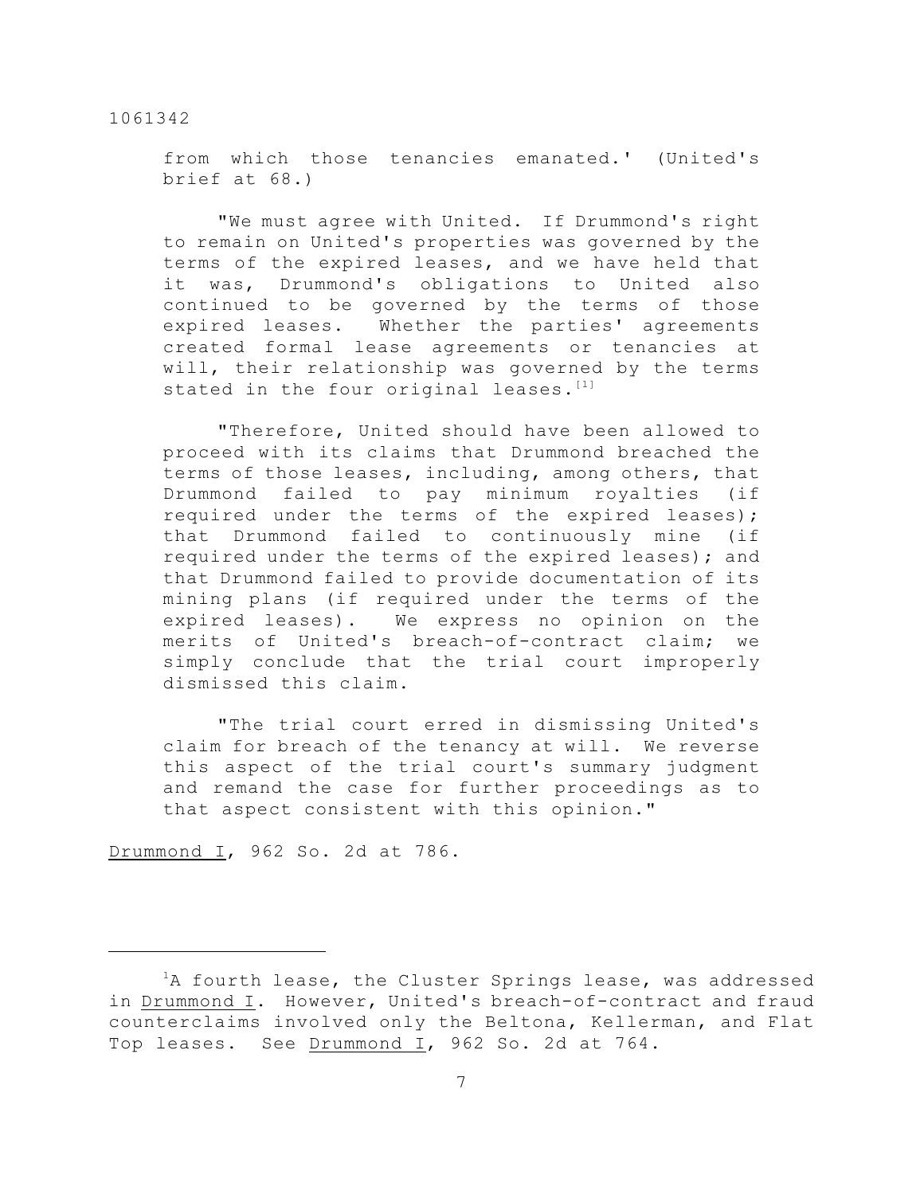from which those tenancies emanated.' (United's brief at 68.)

"We must agree with United. If Drummond's right to remain on United's properties was governed by the terms of the expired leases, and we have held that it was, Drummond's obligations to United also continued to be governed by the terms of those expired leases. Whether the parties' agreements created formal lease agreements or tenancies at will, their relationship was governed by the terms stated in the four original leases.[1]

"Therefore, United should have been allowed to proceed with its claims that Drummond breached the terms of those leases, including, among others, that Drummond failed to pay minimum royalties (if required under the terms of the expired leases); that Drummond failed to continuously mine (if required under the terms of the expired leases); and that Drummond failed to provide documentation of its mining plans (if required under the terms of the expired leases). We express no opinion on the merits of United's breach-of-contract claim; we simply conclude that the trial court improperly dismissed this claim.

"The trial court erred in dismissing United's claim for breach of the tenancy at will. We reverse this aspect of the trial court's summary judgment and remand the case for further proceedings as to that aspect consistent with this opinion."

Drummond I, 962 So. 2d at 786.

---

[1]A fourth lease, the Cluster Springs lease, was addressed in Drummond I. However, United's breach-of-contract and fraud counterclaims involved only the Beltona, Kellerman, and Flat Top leases. See Drummond I, 962 So. 2d at 764.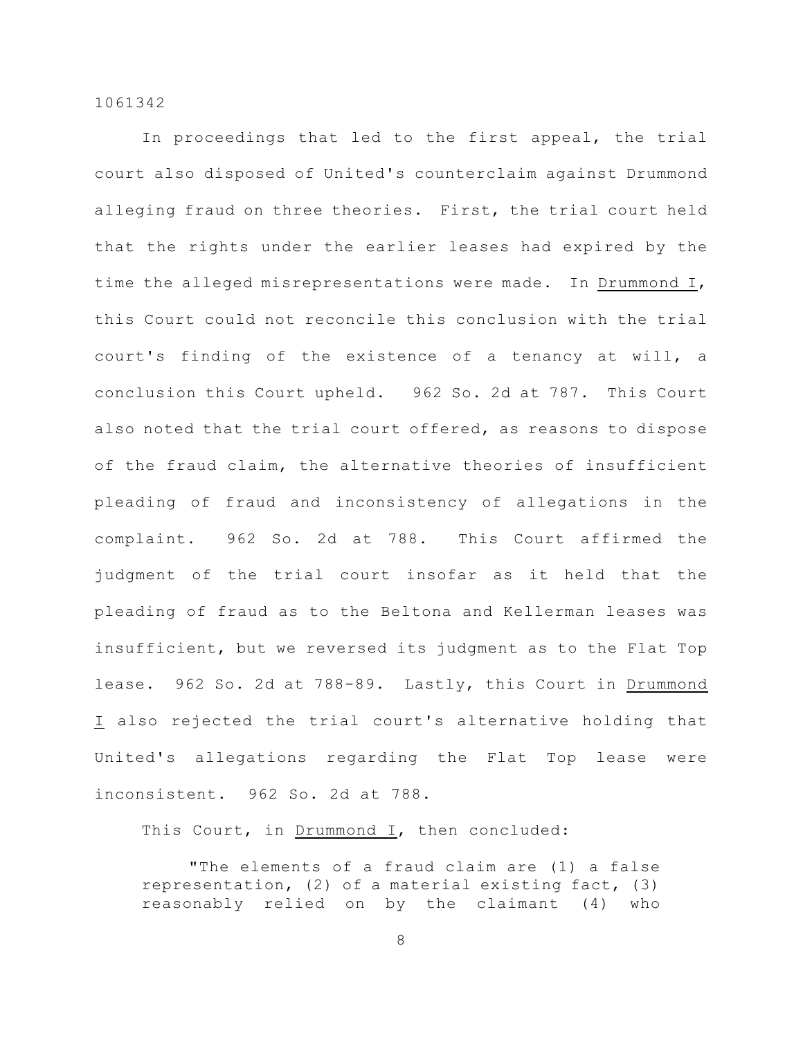In proceedings that led to the first appeal, the trial court also disposed of United's counterclaim against Drummond alleging fraud on three theories. First, the trial court held that the rights under the earlier leases had expired by the time the alleged misrepresentations were made. In Drummond I, this Court could not reconcile this conclusion with the trial court's finding of the existence of a tenancy at will, a conclusion this Court upheld. 962 So. 2d at 787. This Court also noted that the trial court offered, as reasons to dispose of the fraud claim, the alternative theories of insufficient pleading of fraud and inconsistency of allegations in the complaint. 962 So. 2d at 788. This Court affirmed the judgment of the trial court insofar as it held that the pleading of fraud as to the Beltona and Kellerman leases was insufficient, but we reversed its judgment as to the Flat Top lease. 962 So. 2d at 788-89. Lastly, this Court in Drummond I also rejected the trial court's alternative holding that United's allegations regarding the Flat Top lease were inconsistent. 962 So. 2d at 788.

This Court, in Drummond I, then concluded:

> "The elements of a fraud claim are (1) a false representation, (2) of a material existing fact, (3) reasonably relied on by the claimant (4) who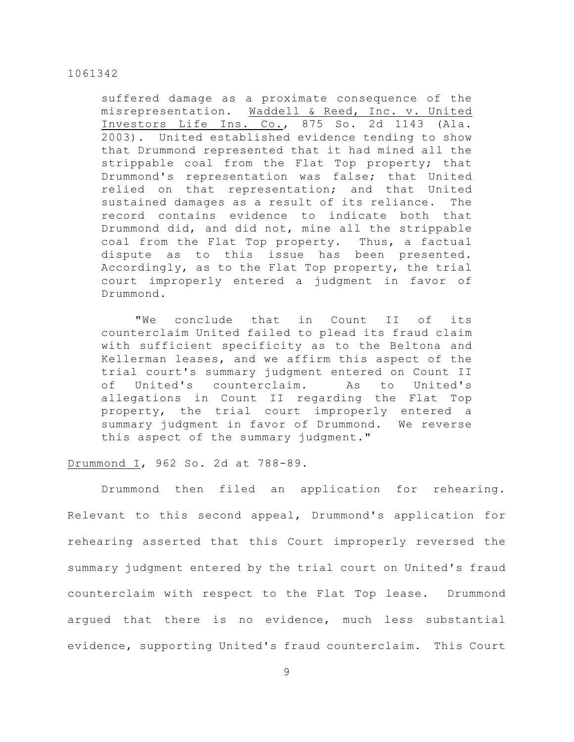suffered damage as a proximate consequence of the misrepresentation. Waddell & Reed, Inc. v. United Investors Life Ins. Co., 875 So. 2d 1143 (Ala. 2003). United established evidence tending to show that Drummond represented that it had mined all the strippable coal from the Flat Top property; that Drummond's representation was false; that United relied on that representation; and that United sustained damages as a result of its reliance. The record contains evidence to indicate both that Drummond did, and did not, mine all the strippable coal from the Flat Top property. Thus, a factual dispute as to this issue has been presented. Accordingly, as to the Flat Top property, the trial court improperly entered a judgment in favor of Drummond.

> "We conclude that in Count II of its counterclaim United failed to plead its fraud claim with sufficient specificity as to the Beltona and Kellerman leases, and we affirm this aspect of the trial court's summary judgment entered on Count II of United's counterclaim. As to United's allegations in Count II regarding the Flat Top property, the trial court improperly entered a summary judgment in favor of Drummond. We reverse this aspect of the summary judgment."

Drummond I, 962 So. 2d at 788-89.

Drummond then filed an application for rehearing. Relevant to this second appeal, Drummond's application for rehearing asserted that this Court improperly reversed the summary judgment entered by the trial court on United's fraud counterclaim with respect to the Flat Top lease. Drummond argued that there is no evidence, much less substantial evidence, supporting United's fraud counterclaim. This Court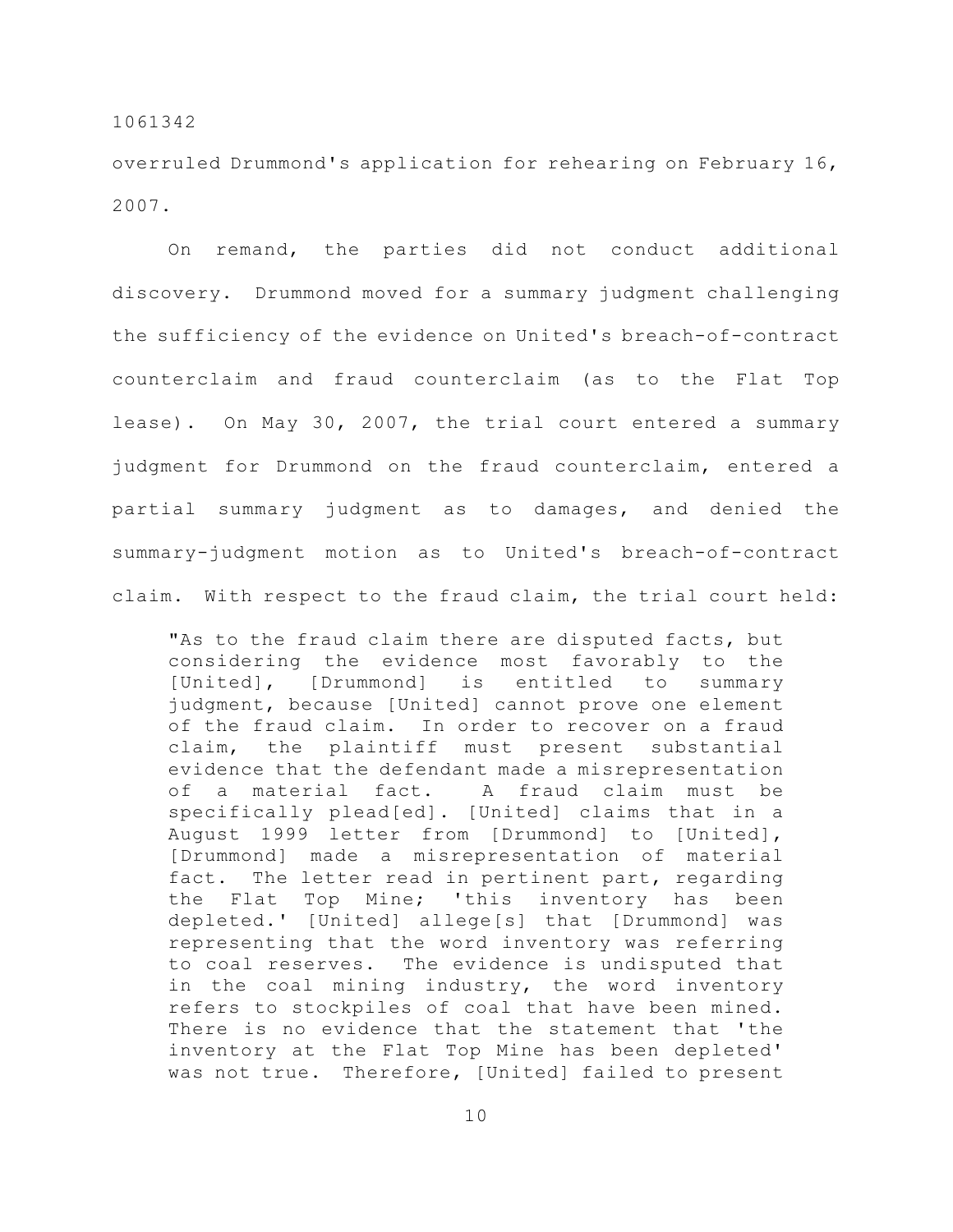overruled Drummond's application for rehearing on February 16, 2007.

On remand, the parties did not conduct additional discovery. Drummond moved for a summary judgment challenging the sufficiency of the evidence on United's breach-of-contract counterclaim and fraud counterclaim (as to the Flat Top lease). On May 30, 2007, the trial court entered a summary judgment for Drummond on the fraud counterclaim, entered a partial summary judgment as to damages, and denied the summary-judgment motion as to United's breach-of-contract claim. With respect to the fraud claim, the trial court held:

> "As to the fraud claim there are disputed facts, but considering the evidence most favorably to the [United], [Drummond] is entitled to summary judgment, because [United] cannot prove one element of the fraud claim. In order to recover on a fraud claim, the plaintiff must present substantial evidence that the defendant made a misrepresentation of a material fact. A fraud claim must be specifically plead[ed]. [United] claims that in a August 1999 letter from [Drummond] to [United], [Drummond] made a misrepresentation of material fact. The letter read in pertinent part, regarding the Flat Top Mine; 'this inventory has been depleted.' [United] allege[s] that [Drummond] was representing that the word inventory was referring to coal reserves. The evidence is undisputed that in the coal mining industry, the word inventory refers to stockpiles of coal that have been mined. There is no evidence that the statement that 'the inventory at the Flat Top Mine has been depleted' was not true. Therefore, [United] failed to present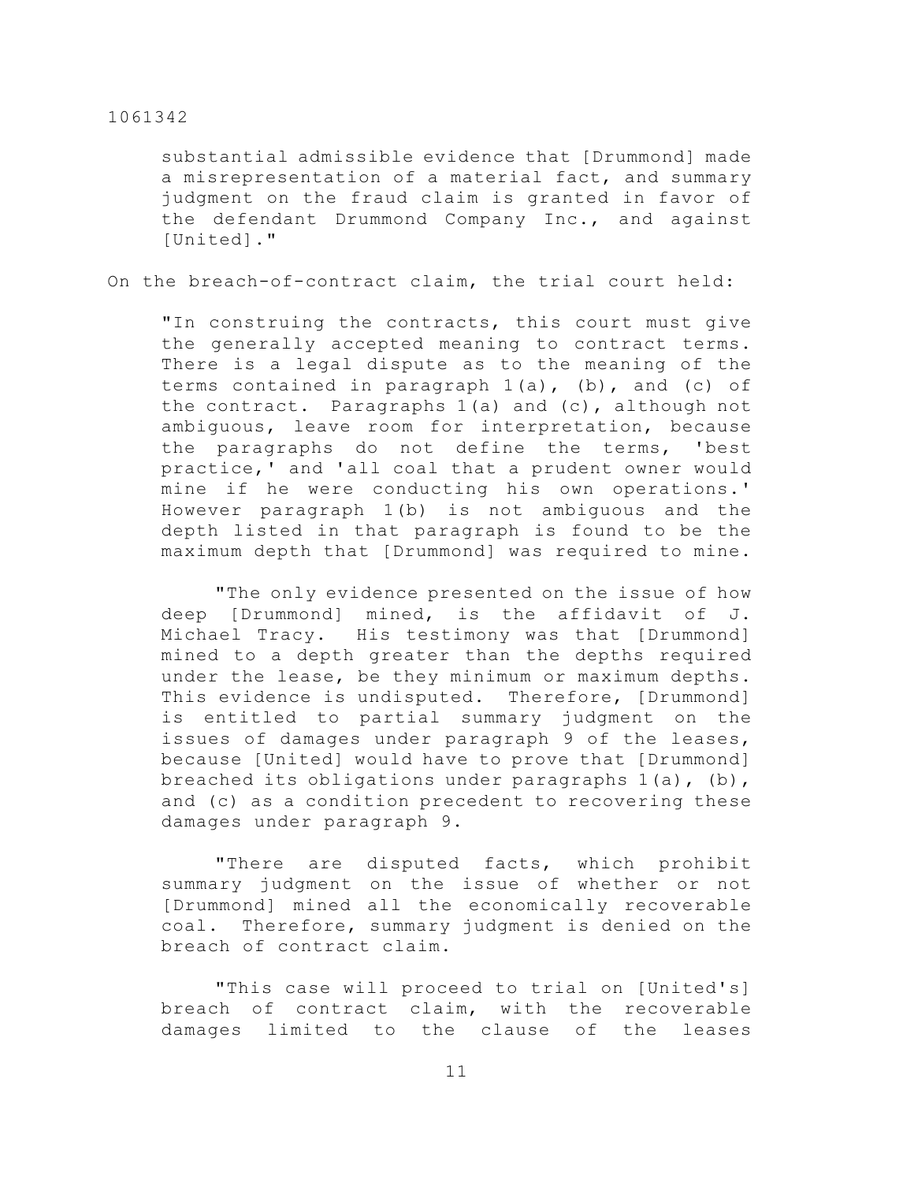substantial admissible evidence that [Drummond] made a misrepresentation of a material fact, and summary judgment on the fraud claim is granted in favor of the defendant Drummond Company Inc., and against [United]."

On the breach-of-contract claim, the trial court held:

> "In construing the contracts, this court must give the generally accepted meaning to contract terms. There is a legal dispute as to the meaning of the terms contained in paragraph 1(a), (b), and (c) of the contract. Paragraphs 1(a) and (c), although not ambiguous, leave room for interpretation, because the paragraphs do not define the terms, 'best practice,' and 'all coal that a prudent owner would mine if he were conducting his own operations.' However paragraph 1(b) is not ambiguous and the depth listed in that paragraph is found to be the maximum depth that [Drummond] was required to mine.
>
> "The only evidence presented on the issue of how deep [Drummond] mined, is the affidavit of J. Michael Tracy. His testimony was that [Drummond] mined to a depth greater than the depths required under the lease, be they minimum or maximum depths. This evidence is undisputed. Therefore, [Drummond] is entitled to partial summary judgment on the issues of damages under paragraph 9 of the leases, because [United] would have to prove that [Drummond] breached its obligations under paragraphs 1(a), (b), and (c) as a condition precedent to recovering these damages under paragraph 9.
>
> "There are disputed facts, which prohibit summary judgment on the issue of whether or not [Drummond] mined all the economically recoverable coal. Therefore, summary judgment is denied on the breach of contract claim.
>
> "This case will proceed to trial on [United's] breach of contract claim, with the recoverable damages limited to the clause of the leases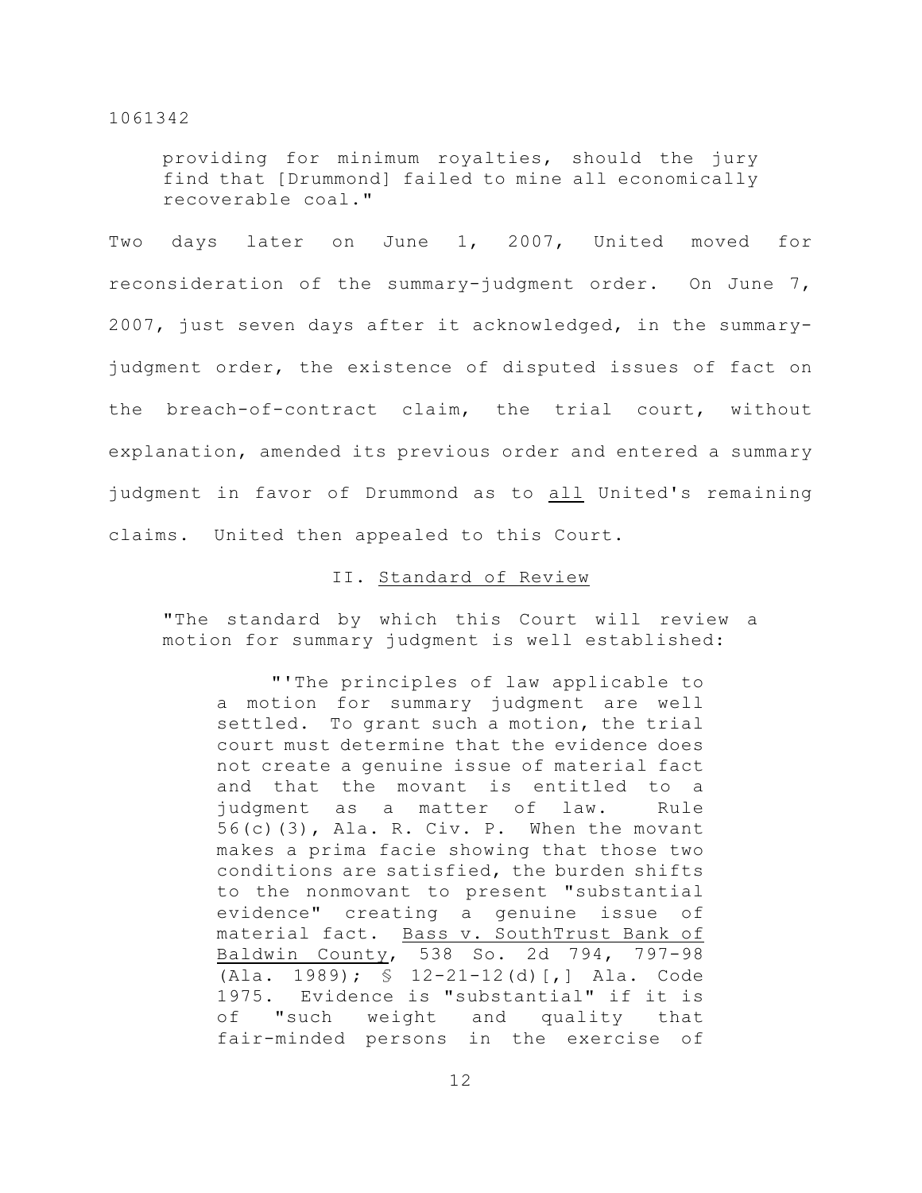providing for minimum royalties, should the jury find that [Drummond] failed to mine all economically recoverable coal."

Two days later on June 1, 2007, United moved for reconsideration of the summary-judgment order. On June 7, 2007, just seven days after it acknowledged, in the summary-judgment order, the existence of disputed issues of fact on the breach-of-contract claim, the trial court, without explanation, amended its previous order and entered a summary judgment in favor of Drummond as to <u>all</u> United's remaining claims. United then appealed to this Court.

## II. Standard of Review

> "The standard by which this Court will review a motion for summary judgment is well established:
>
> > "'The principles of law applicable to a motion for summary judgment are well settled. To grant such a motion, the trial court must determine that the evidence does not create a genuine issue of material fact and that the movant is entitled to a judgment as a matter of law. Rule 56(c)(3), Ala. R. Civ. P. When the movant makes a prima facie showing that those two conditions are satisfied, the burden shifts to the nonmovant to present "substantial evidence" creating a genuine issue of material fact. <u>Bass v. SouthTrust Bank of Baldwin County</u>, 538 So. 2d 794, 797-98 (Ala. 1989); § 12-21-12(d)[,] Ala. Code 1975. Evidence is "substantial" if it is of "such weight and quality that fair-minded persons in the exercise of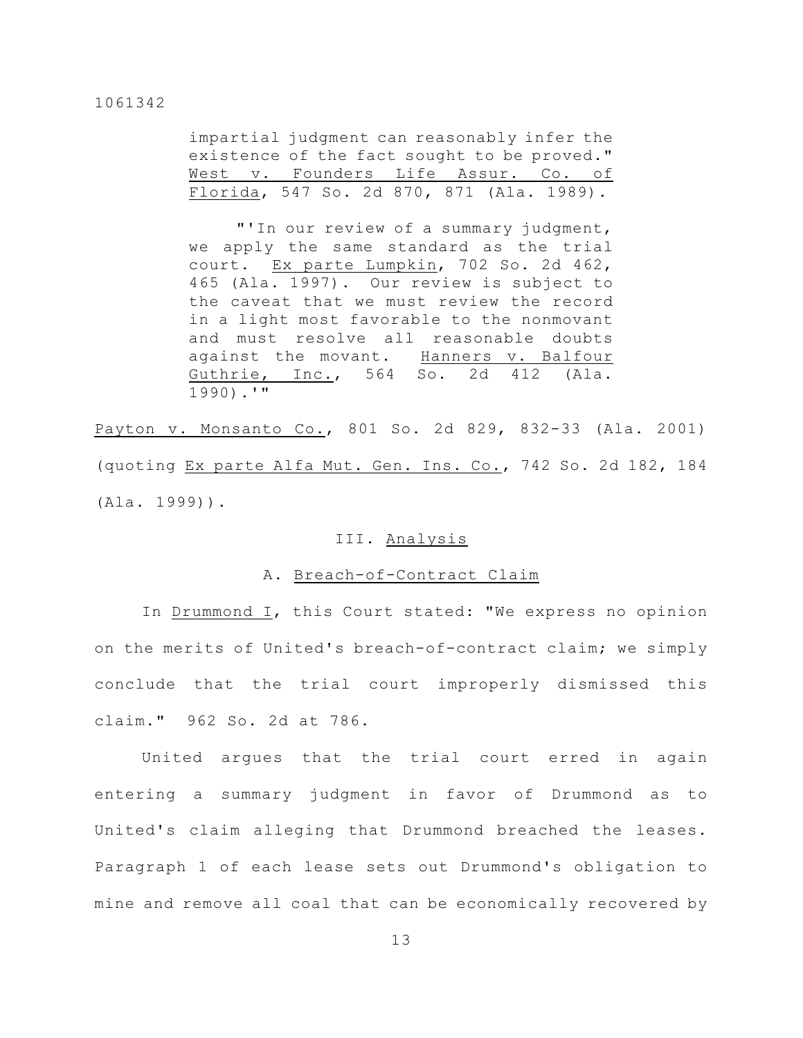> impartial judgment can reasonably infer the existence of the fact sought to be proved." West v. Founders Life Assur. Co. of Florida, 547 So. 2d 870, 871 (Ala. 1989).
>
> "'In our review of a summary judgment, we apply the same standard as the trial court. Ex parte Lumpkin, 702 So. 2d 462, 465 (Ala. 1997). Our review is subject to the caveat that we must review the record in a light most favorable to the nonmovant and must resolve all reasonable doubts against the movant. Hanners v. Balfour Guthrie, Inc., 564 So. 2d 412 (Ala. 1990).'"

Payton v. Monsanto Co., 801 So. 2d 829, 832-33 (Ala. 2001) (quoting Ex parte Alfa Mut. Gen. Ins. Co., 742 So. 2d 182, 184 (Ala. 1999)).

## III. Analysis

### A. Breach-of-Contract Claim

In Drummond I, this Court stated: "We express no opinion on the merits of United's breach-of-contract claim; we simply conclude that the trial court improperly dismissed this claim." 962 So. 2d at 786.

United argues that the trial court erred in again entering a summary judgment in favor of Drummond as to United's claim alleging that Drummond breached the leases. Paragraph 1 of each lease sets out Drummond's obligation to mine and remove all coal that can be economically recovered by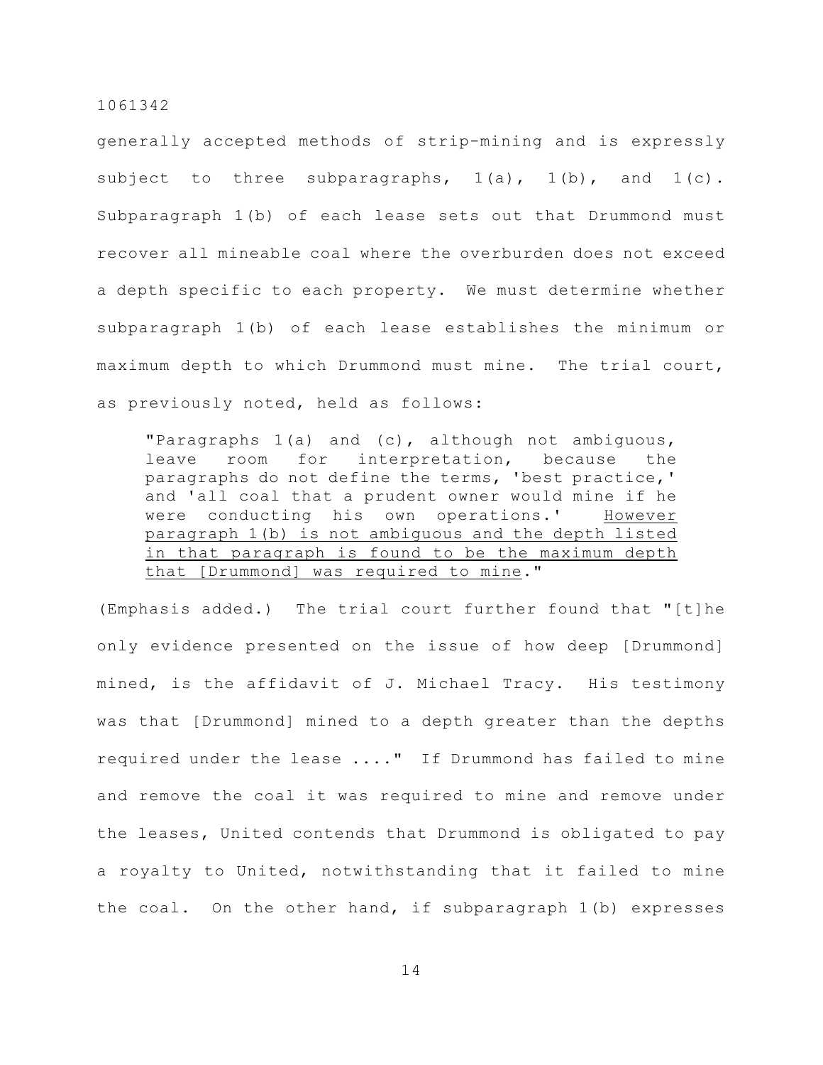generally accepted methods of strip-mining and is expressly subject to three subparagraphs, 1(a), 1(b), and 1(c). Subparagraph 1(b) of each lease sets out that Drummond must recover all mineable coal where the overburden does not exceed a depth specific to each property. We must determine whether subparagraph 1(b) of each lease establishes the minimum or maximum depth to which Drummond must mine. The trial court, as previously noted, held as follows:

> "Paragraphs 1(a) and (c), although not ambiguous, leave room for interpretation, because the paragraphs do not define the terms, 'best practice,' and 'all coal that a prudent owner would mine if he were conducting his own operations.' <u>However paragraph 1(b) is not ambiguous and the depth listed in that paragraph is found to be the maximum depth that [Drummond] was required to mine</u>."

(Emphasis added.) The trial court further found that "[t]he only evidence presented on the issue of how deep [Drummond] mined, is the affidavit of J. Michael Tracy. His testimony was that [Drummond] mined to a depth greater than the depths required under the lease ...." If Drummond has failed to mine and remove the coal it was required to mine and remove under the leases, United contends that Drummond is obligated to pay a royalty to United, notwithstanding that it failed to mine the coal. On the other hand, if subparagraph 1(b) expresses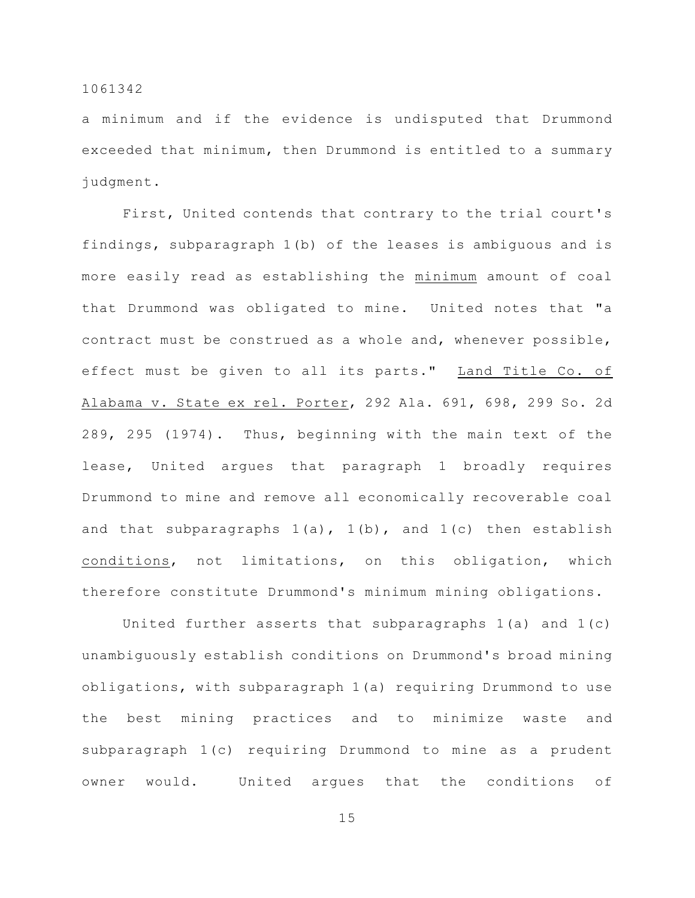a minimum and if the evidence is undisputed that Drummond exceeded that minimum, then Drummond is entitled to a summary judgment.

First, United contends that contrary to the trial court's findings, subparagraph 1(b) of the leases is ambiguous and is more easily read as establishing the minimum amount of coal that Drummond was obligated to mine. United notes that "a contract must be construed as a whole and, whenever possible, effect must be given to all its parts." Land Title Co. of Alabama v. State ex rel. Porter, 292 Ala. 691, 698, 299 So. 2d 289, 295 (1974). Thus, beginning with the main text of the lease, United argues that paragraph 1 broadly requires Drummond to mine and remove all economically recoverable coal and that subparagraphs 1(a), 1(b), and 1(c) then establish conditions, not limitations, on this obligation, which therefore constitute Drummond's minimum mining obligations.

United further asserts that subparagraphs 1(a) and 1(c) unambiguously establish conditions on Drummond's broad mining obligations, with subparagraph 1(a) requiring Drummond to use the best mining practices and to minimize waste and subparagraph 1(c) requiring Drummond to mine as a prudent owner would. United argues that the conditions of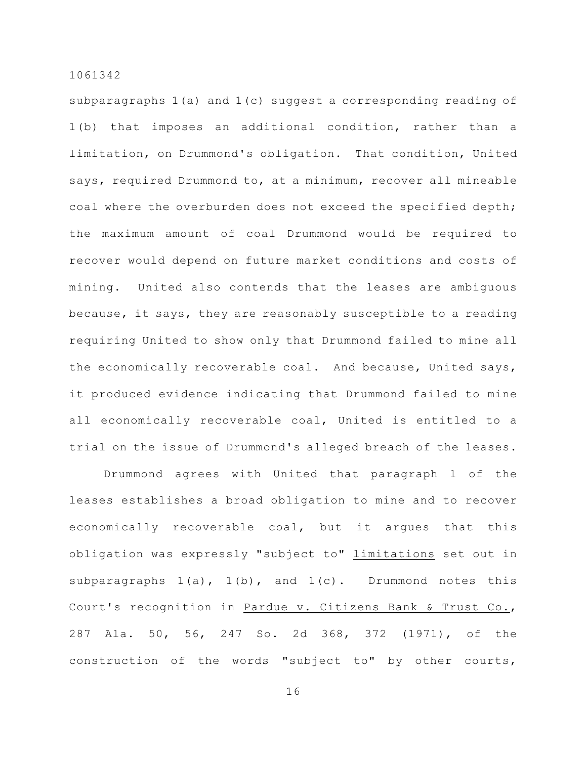subparagraphs 1(a) and 1(c) suggest a corresponding reading of 1(b) that imposes an additional condition, rather than a limitation, on Drummond's obligation. That condition, United says, required Drummond to, at a minimum, recover all mineable coal where the overburden does not exceed the specified depth; the maximum amount of coal Drummond would be required to recover would depend on future market conditions and costs of mining. United also contends that the leases are ambiguous because, it says, they are reasonably susceptible to a reading requiring United to show only that Drummond failed to mine all the economically recoverable coal. And because, United says, it produced evidence indicating that Drummond failed to mine all economically recoverable coal, United is entitled to a trial on the issue of Drummond's alleged breach of the leases.

Drummond agrees with United that paragraph 1 of the leases establishes a broad obligation to mine and to recover economically recoverable coal, but it argues that this obligation was expressly "subject to" limitations set out in subparagraphs 1(a), 1(b), and 1(c). Drummond notes this Court's recognition in Pardue v. Citizens Bank & Trust Co., 287 Ala. 50, 56, 247 So. 2d 368, 372 (1971), of the construction of the words "subject to" by other courts,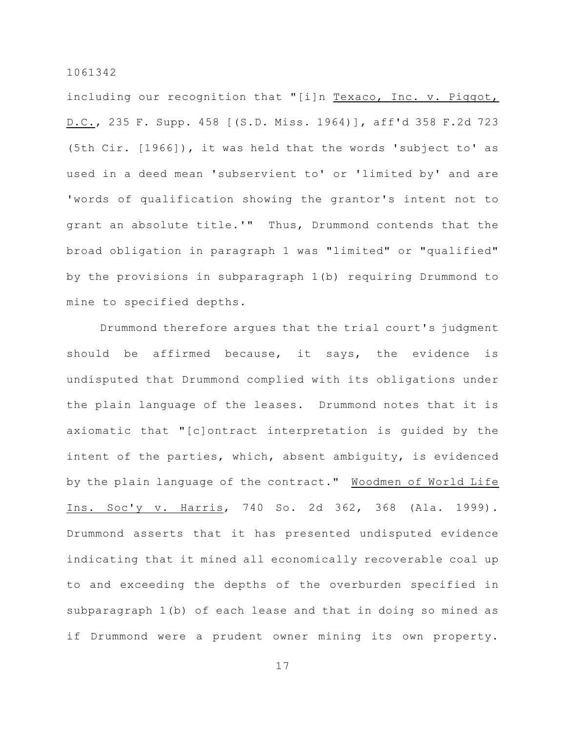including our recognition that "[i]n Texaco, Inc. v. Piggot, D.C., 235 F. Supp. 458 [(S.D. Miss. 1964)], aff'd 358 F.2d 723 (5th Cir. [1966]), it was held that the words 'subject to' as used in a deed mean 'subservient to' or 'limited by' and are 'words of qualification showing the grantor's intent not to grant an absolute title.'" Thus, Drummond contends that the broad obligation in paragraph 1 was "limited" or "qualified" by the provisions in subparagraph 1(b) requiring Drummond to mine to specified depths.

Drummond therefore argues that the trial court's judgment should be affirmed because, it says, the evidence is undisputed that Drummond complied with its obligations under the plain language of the leases. Drummond notes that it is axiomatic that "[c]ontract interpretation is guided by the intent of the parties, which, absent ambiguity, is evidenced by the plain language of the contract." Woodmen of World Life Ins. Soc'y v. Harris, 740 So. 2d 362, 368 (Ala. 1999). Drummond asserts that it has presented undisputed evidence indicating that it mined all economically recoverable coal up to and exceeding the depths of the overburden specified in subparagraph 1(b) of each lease and that in doing so mined as if Drummond were a prudent owner mining its own property.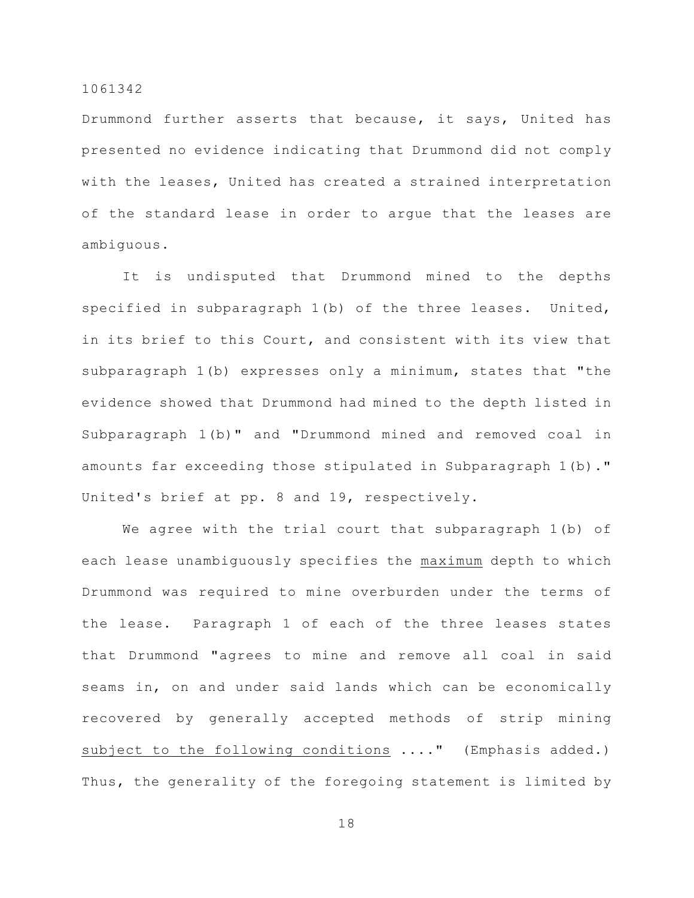Drummond further asserts that because, it says, United has presented no evidence indicating that Drummond did not comply with the leases, United has created a strained interpretation of the standard lease in order to argue that the leases are ambiguous.

It is undisputed that Drummond mined to the depths specified in subparagraph 1(b) of the three leases. United, in its brief to this Court, and consistent with its view that subparagraph 1(b) expresses only a minimum, states that "the evidence showed that Drummond had mined to the depth listed in Subparagraph 1(b)" and "Drummond mined and removed coal in amounts far exceeding those stipulated in Subparagraph 1(b)." United's brief at pp. 8 and 19, respectively.

We agree with the trial court that subparagraph 1(b) of each lease unambiguously specifies the <u>maximum</u> depth to which Drummond was required to mine overburden under the terms of the lease. Paragraph 1 of each of the three leases states that Drummond "agrees to mine and remove all coal in said seams in, on and under said lands which can be economically recovered by generally accepted methods of strip mining <u>subject to the following conditions</u> ...." (Emphasis added.) Thus, the generality of the foregoing statement is limited by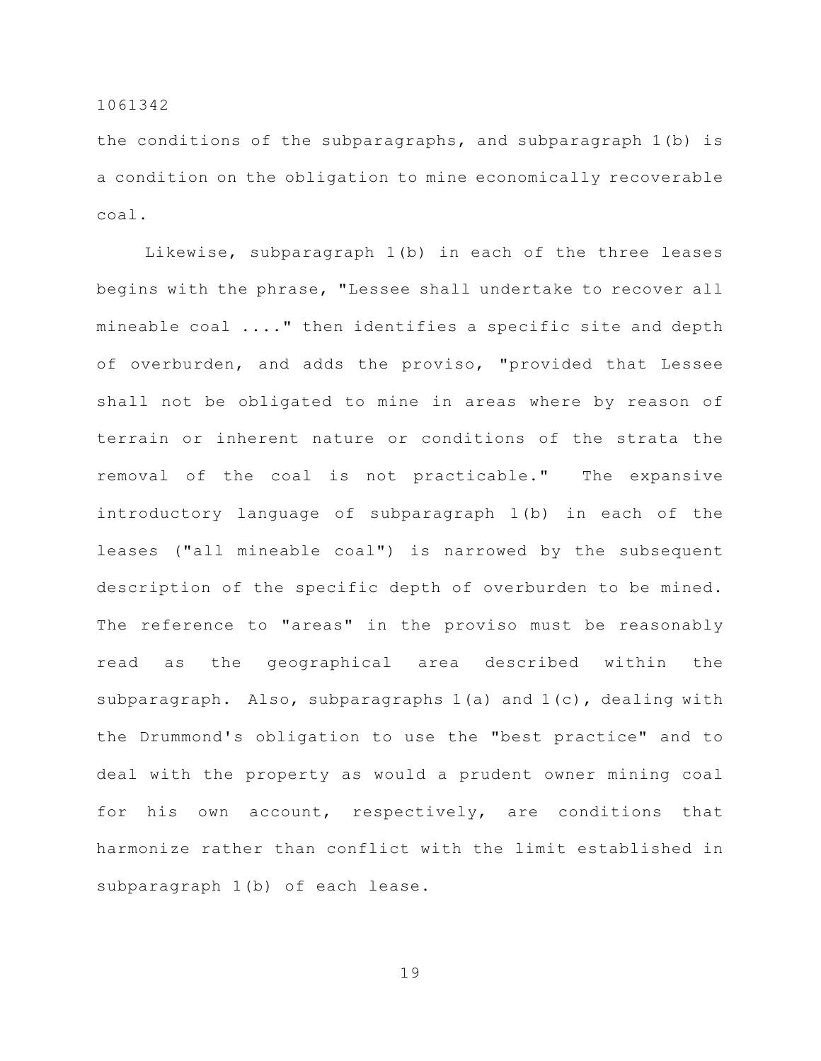the conditions of the subparagraphs, and subparagraph 1(b) is a condition on the obligation to mine economically recoverable coal.

Likewise, subparagraph 1(b) in each of the three leases begins with the phrase, "Lessee shall undertake to recover all mineable coal ...." then identifies a specific site and depth of overburden, and adds the proviso, "provided that Lessee shall not be obligated to mine in areas where by reason of terrain or inherent nature or conditions of the strata the removal of the coal is not practicable." The expansive introductory language of subparagraph 1(b) in each of the leases ("all mineable coal") is narrowed by the subsequent description of the specific depth of overburden to be mined. The reference to "areas" in the proviso must be reasonably read as the geographical area described within the subparagraph. Also, subparagraphs 1(a) and 1(c), dealing with the Drummond's obligation to use the "best practice" and to deal with the property as would a prudent owner mining coal for his own account, respectively, are conditions that harmonize rather than conflict with the limit established in subparagraph 1(b) of each lease.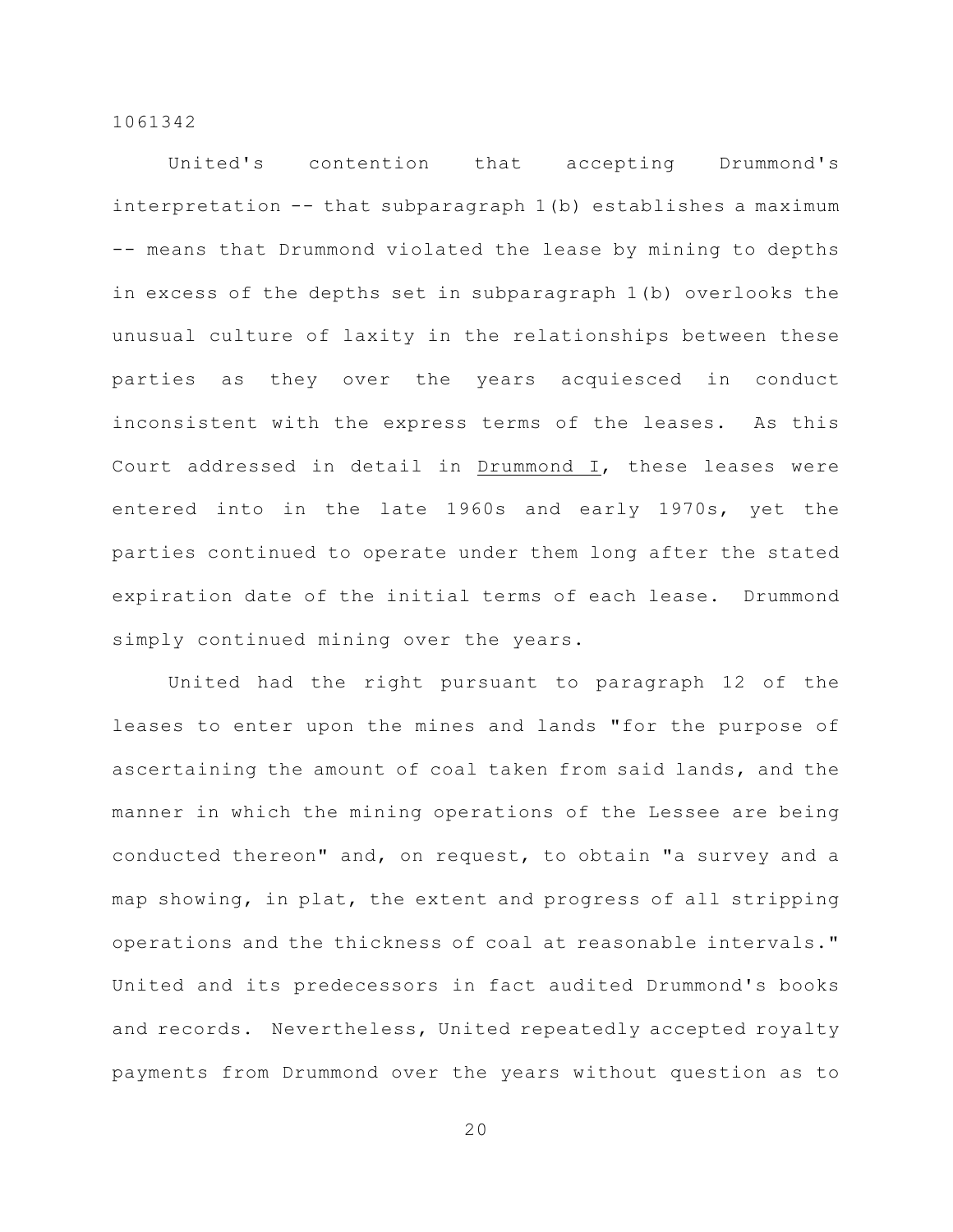United's contention that accepting Drummond's interpretation -- that subparagraph 1(b) establishes a maximum -- means that Drummond violated the lease by mining to depths in excess of the depths set in subparagraph 1(b) overlooks the unusual culture of laxity in the relationships between these parties as they over the years acquiesced in conduct inconsistent with the express terms of the leases. As this Court addressed in detail in Drummond I, these leases were entered into in the late 1960s and early 1970s, yet the parties continued to operate under them long after the stated expiration date of the initial terms of each lease. Drummond simply continued mining over the years.

United had the right pursuant to paragraph 12 of the leases to enter upon the mines and lands "for the purpose of ascertaining the amount of coal taken from said lands, and the manner in which the mining operations of the Lessee are being conducted thereon" and, on request, to obtain "a survey and a map showing, in plat, the extent and progress of all stripping operations and the thickness of coal at reasonable intervals." United and its predecessors in fact audited Drummond's books and records. Nevertheless, United repeatedly accepted royalty payments from Drummond over the years without question as to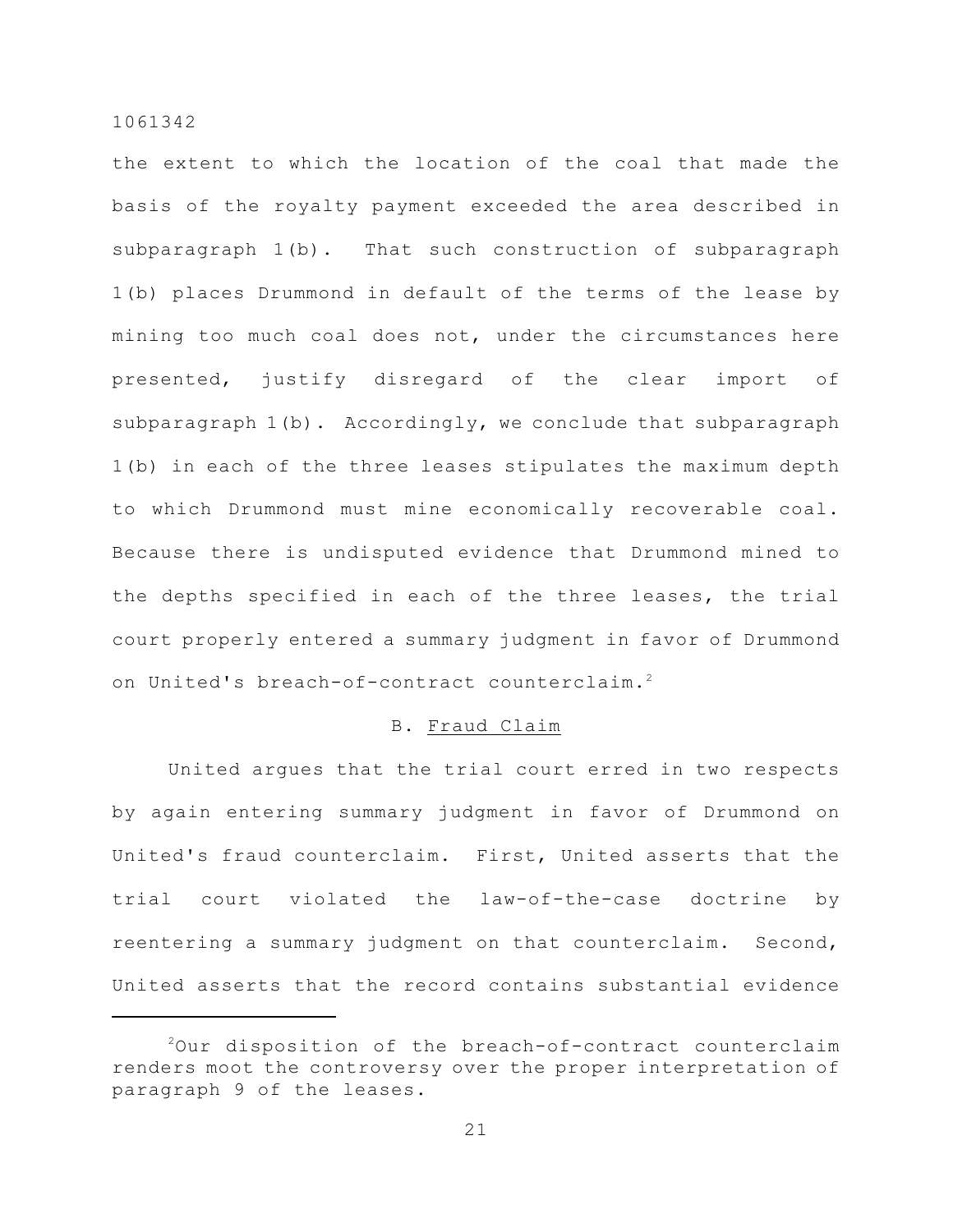the extent to which the location of the coal that made the basis of the royalty payment exceeded the area described in subparagraph 1(b). That such construction of subparagraph 1(b) places Drummond in default of the terms of the lease by mining too much coal does not, under the circumstances here presented, justify disregard of the clear import of subparagraph 1(b). Accordingly, we conclude that subparagraph 1(b) in each of the three leases stipulates the maximum depth to which Drummond must mine economically recoverable coal. Because there is undisputed evidence that Drummond mined to the depths specified in each of the three leases, the trial court properly entered a summary judgment in favor of Drummond on United's breach-of-contract counterclaim.[2]

B. Fraud Claim

United argues that the trial court erred in two respects by again entering summary judgment in favor of Drummond on United's fraud counterclaim. First, United asserts that the trial court violated the law-of-the-case doctrine by reentering a summary judgment on that counterclaim. Second, United asserts that the record contains substantial evidence

[2] Our disposition of the breach-of-contract counterclaim renders moot the controversy over the proper interpretation of paragraph 9 of the leases.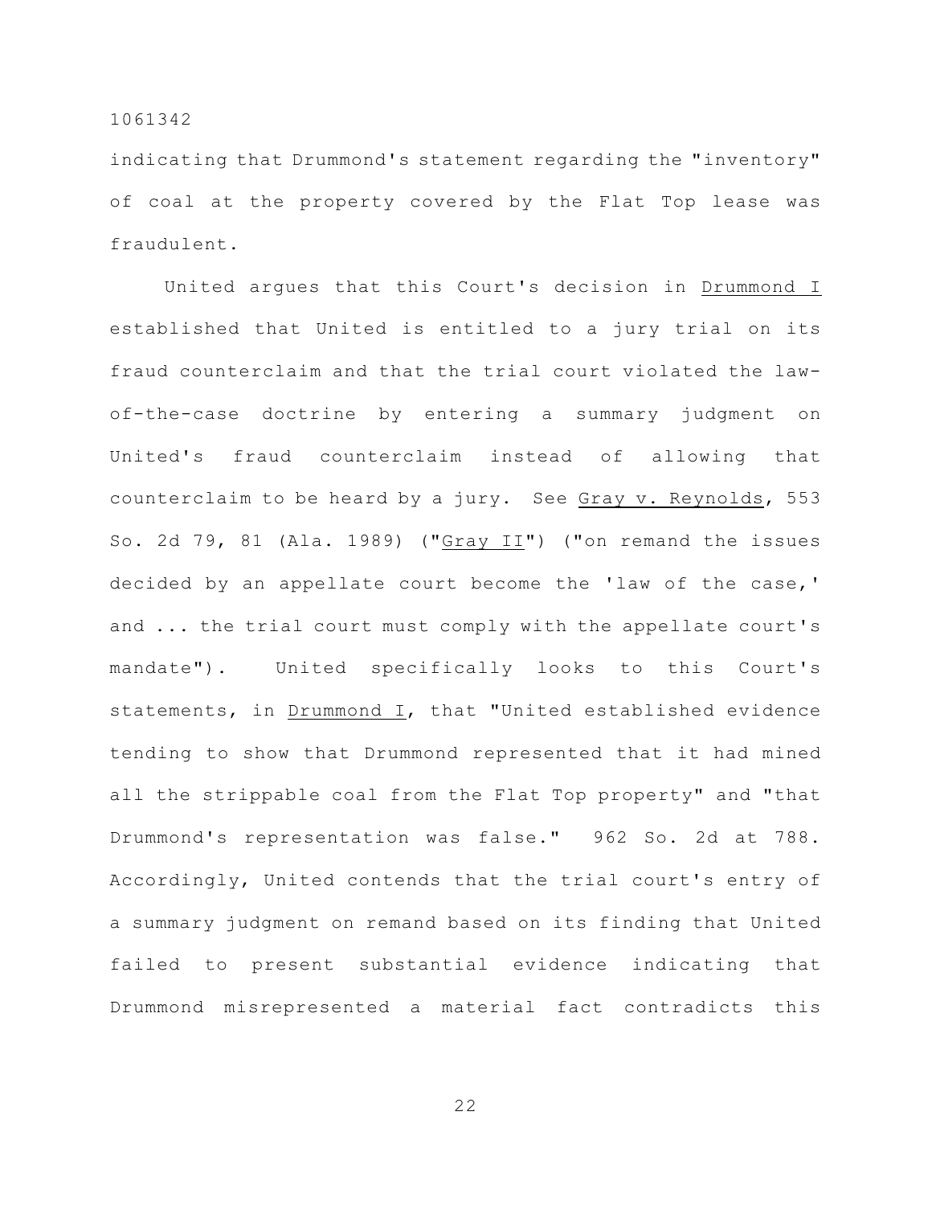indicating that Drummond's statement regarding the "inventory" of coal at the property covered by the Flat Top lease was fraudulent.

United argues that this Court's decision in Drummond I established that United is entitled to a jury trial on its fraud counterclaim and that the trial court violated the law-of-the-case doctrine by entering a summary judgment on United's fraud counterclaim instead of allowing that counterclaim to be heard by a jury. See Gray v. Reynolds, 553 So. 2d 79, 81 (Ala. 1989) ("Gray II") ("on remand the issues decided by an appellate court become the 'law of the case,' and ... the trial court must comply with the appellate court's mandate"). United specifically looks to this Court's statements, in Drummond I, that "United established evidence tending to show that Drummond represented that it had mined all the strippable coal from the Flat Top property" and "that Drummond's representation was false." 962 So. 2d at 788. Accordingly, United contends that the trial court's entry of a summary judgment on remand based on its finding that United failed to present substantial evidence indicating that Drummond misrepresented a material fact contradicts this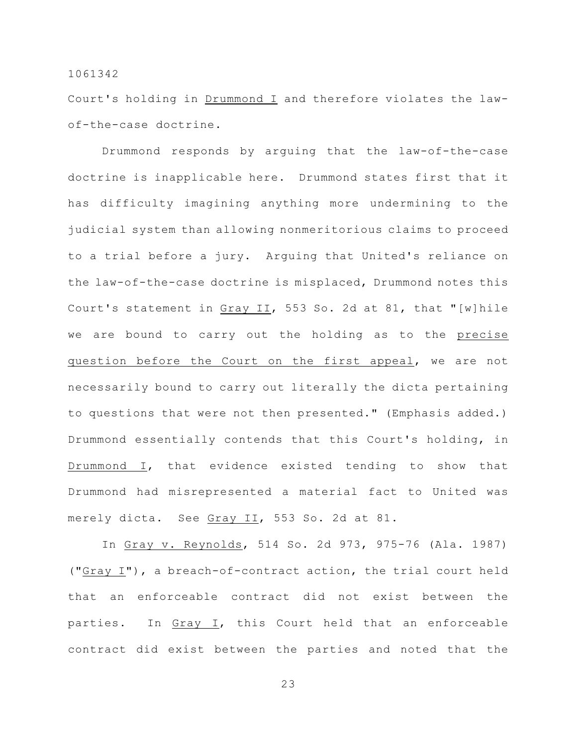Court's holding in Drummond I and therefore violates the law-of-the-case doctrine.

Drummond responds by arguing that the law-of-the-case doctrine is inapplicable here. Drummond states first that it has difficulty imagining anything more undermining to the judicial system than allowing nonmeritorious claims to proceed to a trial before a jury. Arguing that United's reliance on the law-of-the-case doctrine is misplaced, Drummond notes this Court's statement in Gray II, 553 So. 2d at 81, that "[w]hile we are bound to carry out the holding as to the precise question before the Court on the first appeal, we are not necessarily bound to carry out literally the dicta pertaining to questions that were not then presented." (Emphasis added.) Drummond essentially contends that this Court's holding, in Drummond I, that evidence existed tending to show that Drummond had misrepresented a material fact to United was merely dicta. See Gray II, 553 So. 2d at 81.

In Gray v. Reynolds, 514 So. 2d 973, 975-76 (Ala. 1987) ("Gray I"), a breach-of-contract action, the trial court held that an enforceable contract did not exist between the parties. In Gray I, this Court held that an enforceable contract did exist between the parties and noted that the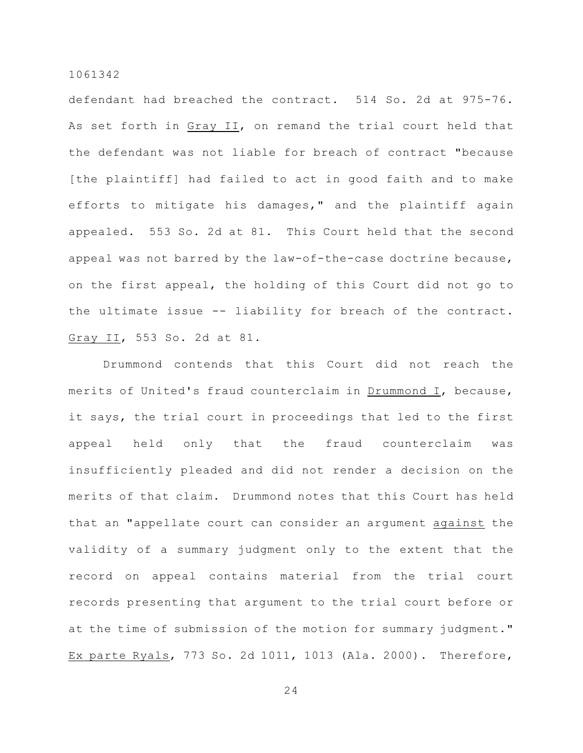defendant had breached the contract. 514 So. 2d at 975-76. As set forth in Gray II, on remand the trial court held that the defendant was not liable for breach of contract "because [the plaintiff] had failed to act in good faith and to make efforts to mitigate his damages," and the plaintiff again appealed. 553 So. 2d at 81. This Court held that the second appeal was not barred by the law-of-the-case doctrine because, on the first appeal, the holding of this Court did not go to the ultimate issue -- liability for breach of the contract. Gray II, 553 So. 2d at 81.

Drummond contends that this Court did not reach the merits of United's fraud counterclaim in Drummond I, because, it says, the trial court in proceedings that led to the first appeal held only that the fraud counterclaim was insufficiently pleaded and did not render a decision on the merits of that claim. Drummond notes that this Court has held that an "appellate court can consider an argument against the validity of a summary judgment only to the extent that the record on appeal contains material from the trial court records presenting that argument to the trial court before or at the time of submission of the motion for summary judgment." Ex parte Ryals, 773 So. 2d 1011, 1013 (Ala. 2000). Therefore,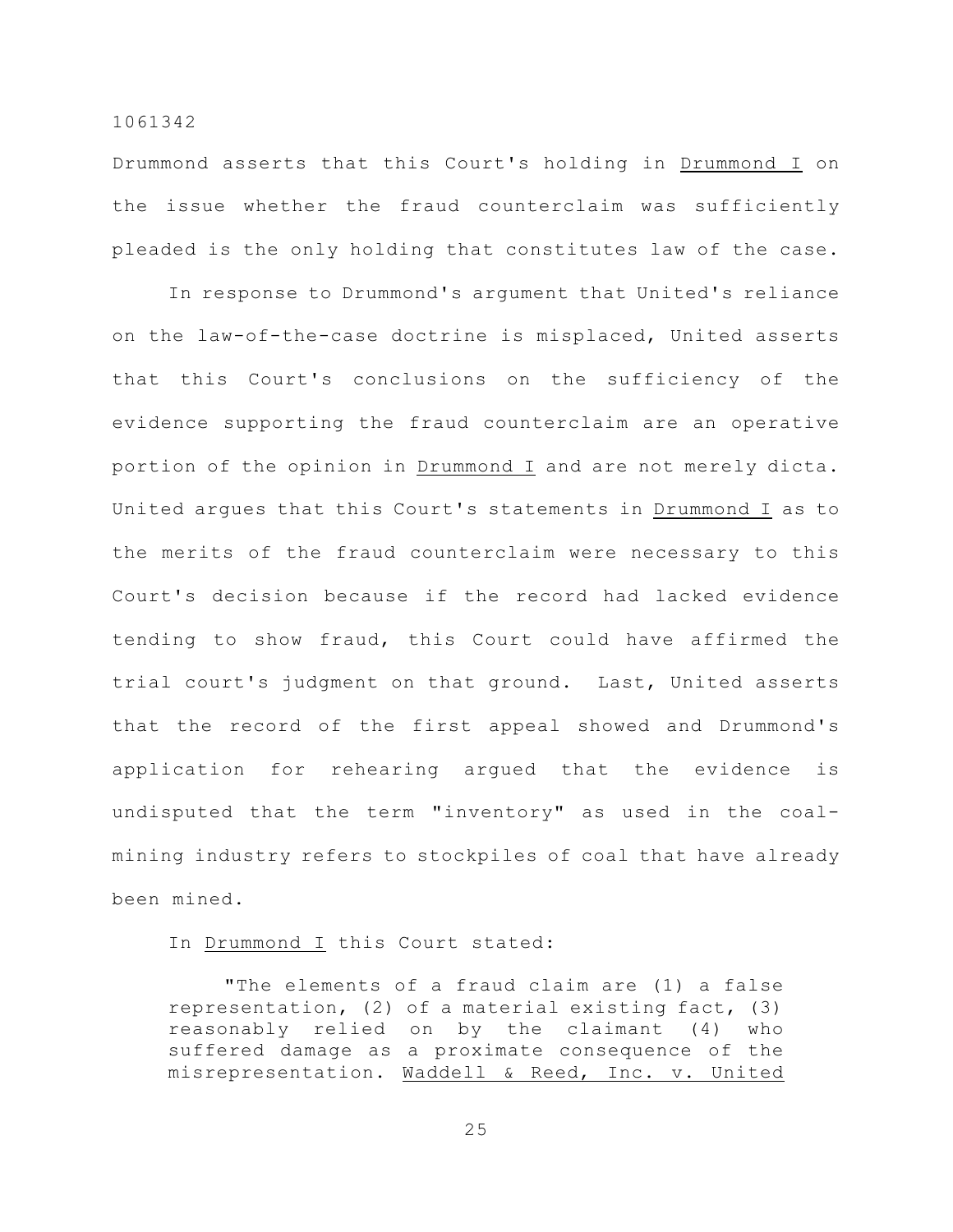Drummond asserts that this Court's holding in Drummond I on the issue whether the fraud counterclaim was sufficiently pleaded is the only holding that constitutes law of the case.

In response to Drummond's argument that United's reliance on the law-of-the-case doctrine is misplaced, United asserts that this Court's conclusions on the sufficiency of the evidence supporting the fraud counterclaim are an operative portion of the opinion in Drummond I and are not merely dicta. United argues that this Court's statements in Drummond I as to the merits of the fraud counterclaim were necessary to this Court's decision because if the record had lacked evidence tending to show fraud, this Court could have affirmed the trial court's judgment on that ground. Last, United asserts that the record of the first appeal showed and Drummond's application for rehearing argued that the evidence is undisputed that the term "inventory" as used in the coal-mining industry refers to stockpiles of coal that have already been mined.

In Drummond I this Court stated:

> "The elements of a fraud claim are (1) a false representation, (2) of a material existing fact, (3) reasonably relied on by the claimant (4) who suffered damage as a proximate consequence of the misrepresentation. Waddell & Reed, Inc. v. United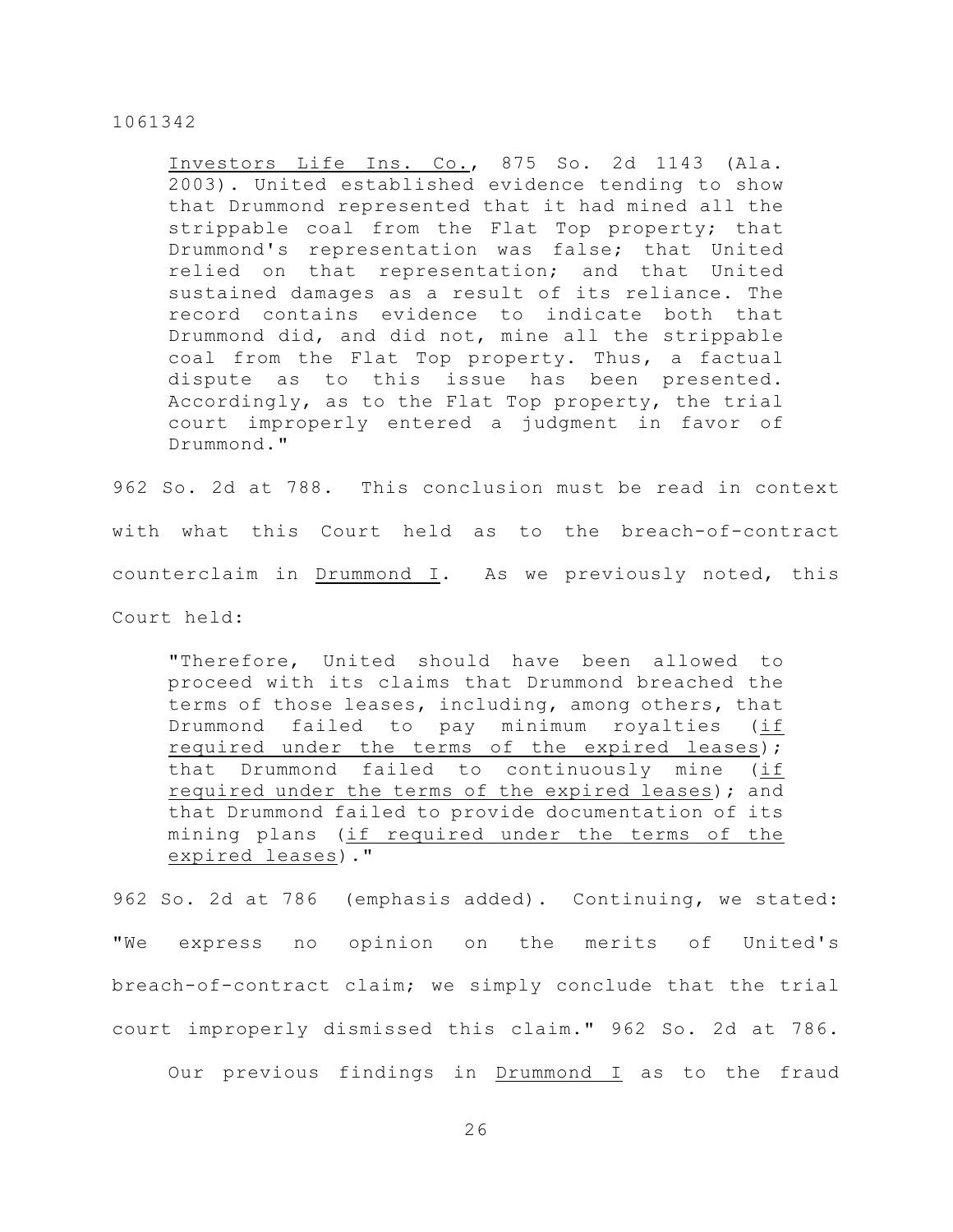Investors Life Ins. Co., 875 So. 2d 1143 (Ala. 2003). United established evidence tending to show that Drummond represented that it had mined all the strippable coal from the Flat Top property; that Drummond's representation was false; that United relied on that representation; and that United sustained damages as a result of its reliance. The record contains evidence to indicate both that Drummond did, and did not, mine all the strippable coal from the Flat Top property. Thus, a factual dispute as to this issue has been presented. Accordingly, as to the Flat Top property, the trial court improperly entered a judgment in favor of Drummond."

962 So. 2d at 788. This conclusion must be read in context with what this Court held as to the breach-of-contract counterclaim in Drummond I. As we previously noted, this Court held:

> "Therefore, United should have been allowed to proceed with its claims that Drummond breached the terms of those leases, including, among others, that Drummond failed to pay minimum royalties (if required under the terms of the expired leases); that Drummond failed to continuously mine (if required under the terms of the expired leases); and that Drummond failed to provide documentation of its mining plans (if required under the terms of the expired leases)."

962 So. 2d at 786 (emphasis added). Continuing, we stated: "We express no opinion on the merits of United's breach-of-contract claim; we simply conclude that the trial court improperly dismissed this claim." 962 So. 2d at 786.

Our previous findings in Drummond I as to the fraud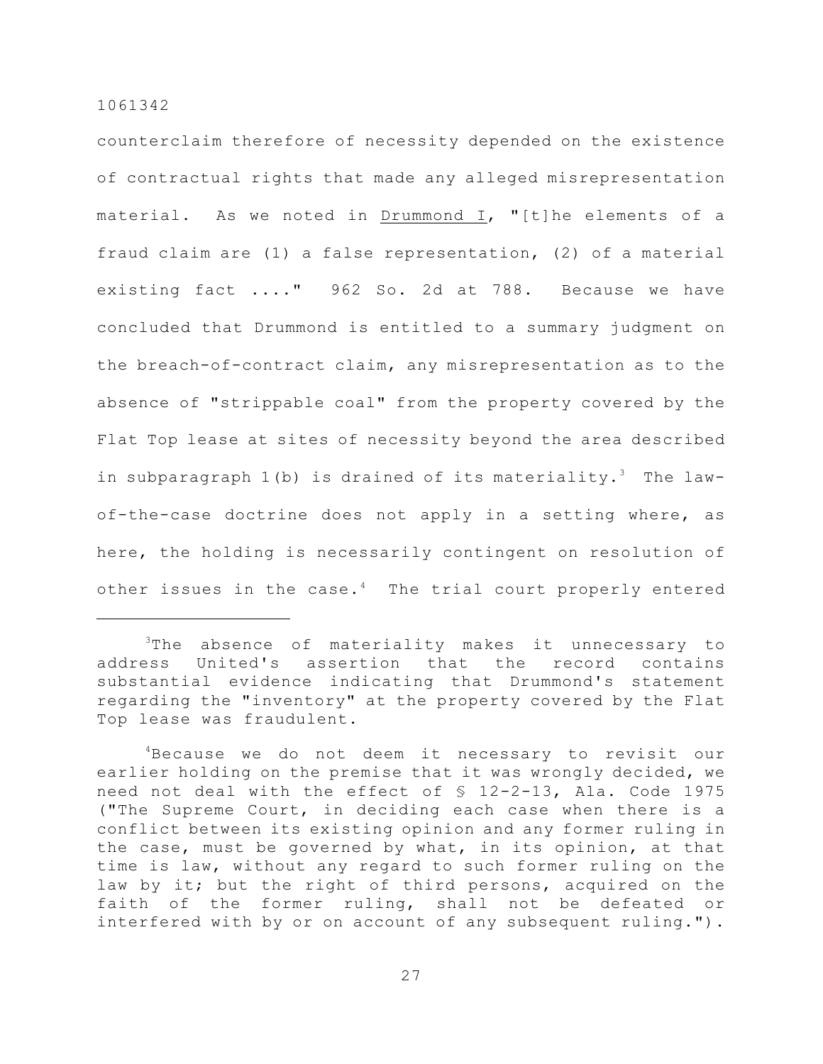counterclaim therefore of necessity depended on the existence of contractual rights that made any alleged misrepresentation material. As we noted in Drummond I, "[t]he elements of a fraud claim are (1) a false representation, (2) of a material existing fact ...." 962 So. 2d at 788. Because we have concluded that Drummond is entitled to a summary judgment on the breach-of-contract claim, any misrepresentation as to the absence of "strippable coal" from the property covered by the Flat Top lease at sites of necessity beyond the area described in subparagraph 1(b) is drained of its materiality.[3] The law-of-the-case doctrine does not apply in a setting where, as here, the holding is necessarily contingent on resolution of other issues in the case.[4] The trial court properly entered

---

[3]The absence of materiality makes it unnecessary to address United's assertion that the record contains substantial evidence indicating that Drummond's statement regarding the "inventory" at the property covered by the Flat Top lease was fraudulent.

[4]Because we do not deem it necessary to revisit our earlier holding on the premise that it was wrongly decided, we need not deal with the effect of § 12-2-13, Ala. Code 1975 ("The Supreme Court, in deciding each case when there is a conflict between its existing opinion and any former ruling in the case, must be governed by what, in its opinion, at that time is law, without any regard to such former ruling on the law by it; but the right of third persons, acquired on the faith of the former ruling, shall not be defeated or interfered with by or on account of any subsequent ruling.").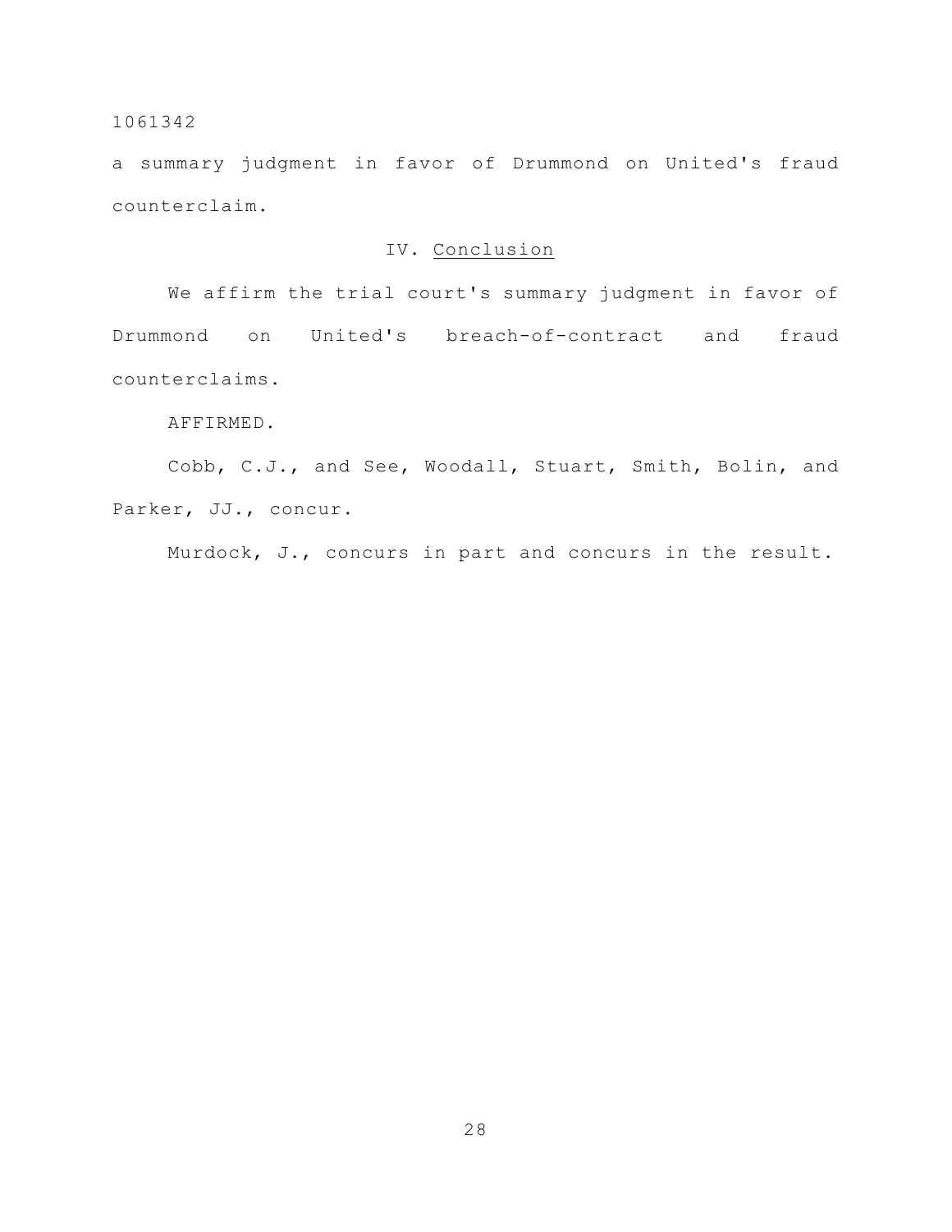a summary judgment in favor of Drummond on United's fraud counterclaim.

## IV. Conclusion

We affirm the trial court's summary judgment in favor of Drummond on United's breach-of-contract and fraud counterclaims.

AFFIRMED.

Cobb, C.J., and See, Woodall, Stuart, Smith, Bolin, and Parker, JJ., concur.

Murdock, J., concurs in part and concurs in the result.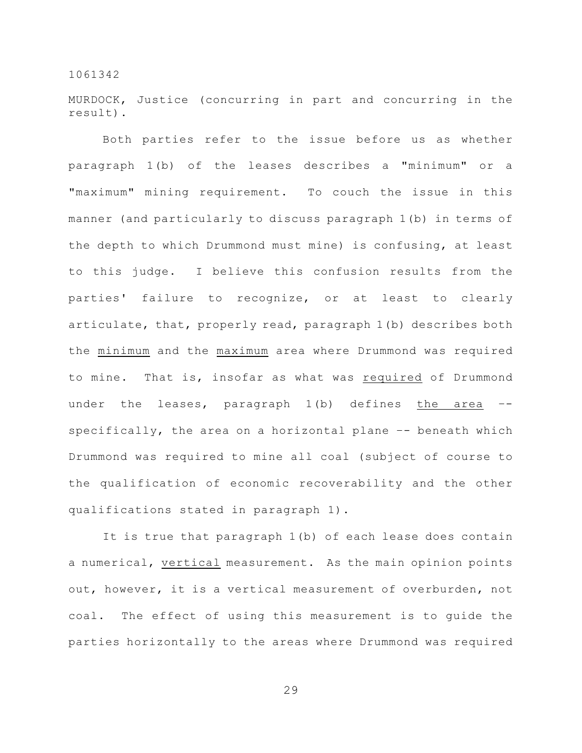MURDOCK, Justice (concurring in part and concurring in the result).

Both parties refer to the issue before us as whether paragraph 1(b) of the leases describes a "minimum" or a "maximum" mining requirement. To couch the issue in this manner (and particularly to discuss paragraph 1(b) in terms of the depth to which Drummond must mine) is confusing, at least to this judge. I believe this confusion results from the parties' failure to recognize, or at least to clearly articulate, that, properly read, paragraph 1(b) describes both the <u>minimum</u> and the <u>maximum</u> area where Drummond was required to mine. That is, insofar as what was <u>required</u> of Drummond under the leases, paragraph 1(b) defines <u>the area</u> -- specifically, the area on a horizontal plane -- beneath which Drummond was required to mine all coal (subject of course to the qualification of economic recoverability and the other qualifications stated in paragraph 1).

It is true that paragraph 1(b) of each lease does contain a numerical, <u>vertical</u> measurement. As the main opinion points out, however, it is a vertical measurement of overburden, not coal. The effect of using this measurement is to guide the parties horizontally to the areas where Drummond was required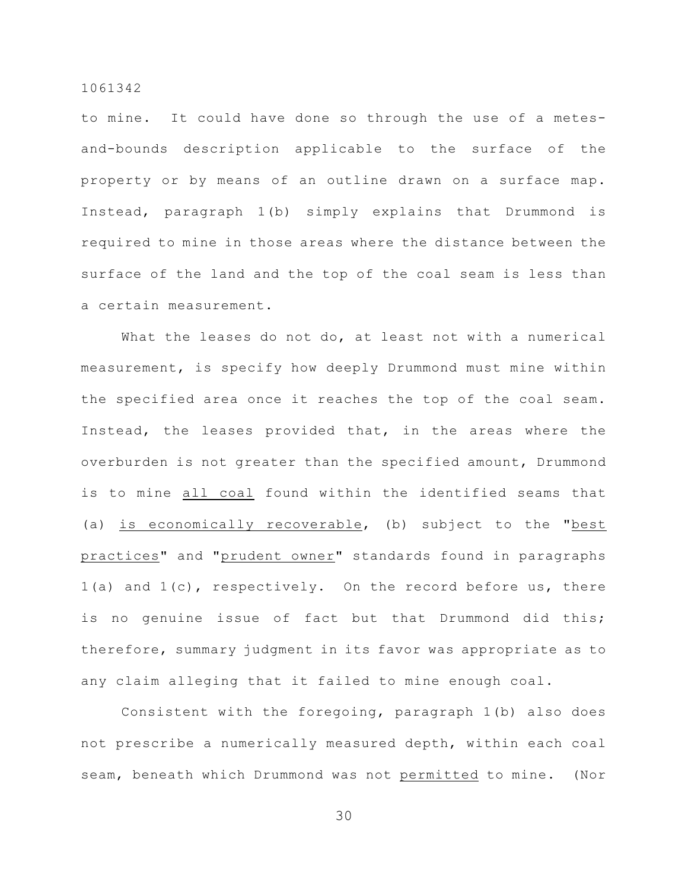to mine. It could have done so through the use of a metes-and-bounds description applicable to the surface of the property or by means of an outline drawn on a surface map. Instead, paragraph 1(b) simply explains that Drummond is required to mine in those areas where the distance between the surface of the land and the top of the coal seam is less than a certain measurement.

What the leases do not do, at least not with a numerical measurement, is specify how deeply Drummond must mine within the specified area once it reaches the top of the coal seam. Instead, the leases provided that, in the areas where the overburden is not greater than the specified amount, Drummond is to mine <u>all coal</u> found within the identified seams that (a) <u>is economically recoverable</u>, (b) subject to the "<u>best practices</u>" and "<u>prudent owner</u>" standards found in paragraphs 1(a) and 1(c), respectively. On the record before us, there is no genuine issue of fact but that Drummond did this; therefore, summary judgment in its favor was appropriate as to any claim alleging that it failed to mine enough coal.

Consistent with the foregoing, paragraph 1(b) also does not prescribe a numerically measured depth, within each coal seam, beneath which Drummond was not <u>permitted</u> to mine. (Nor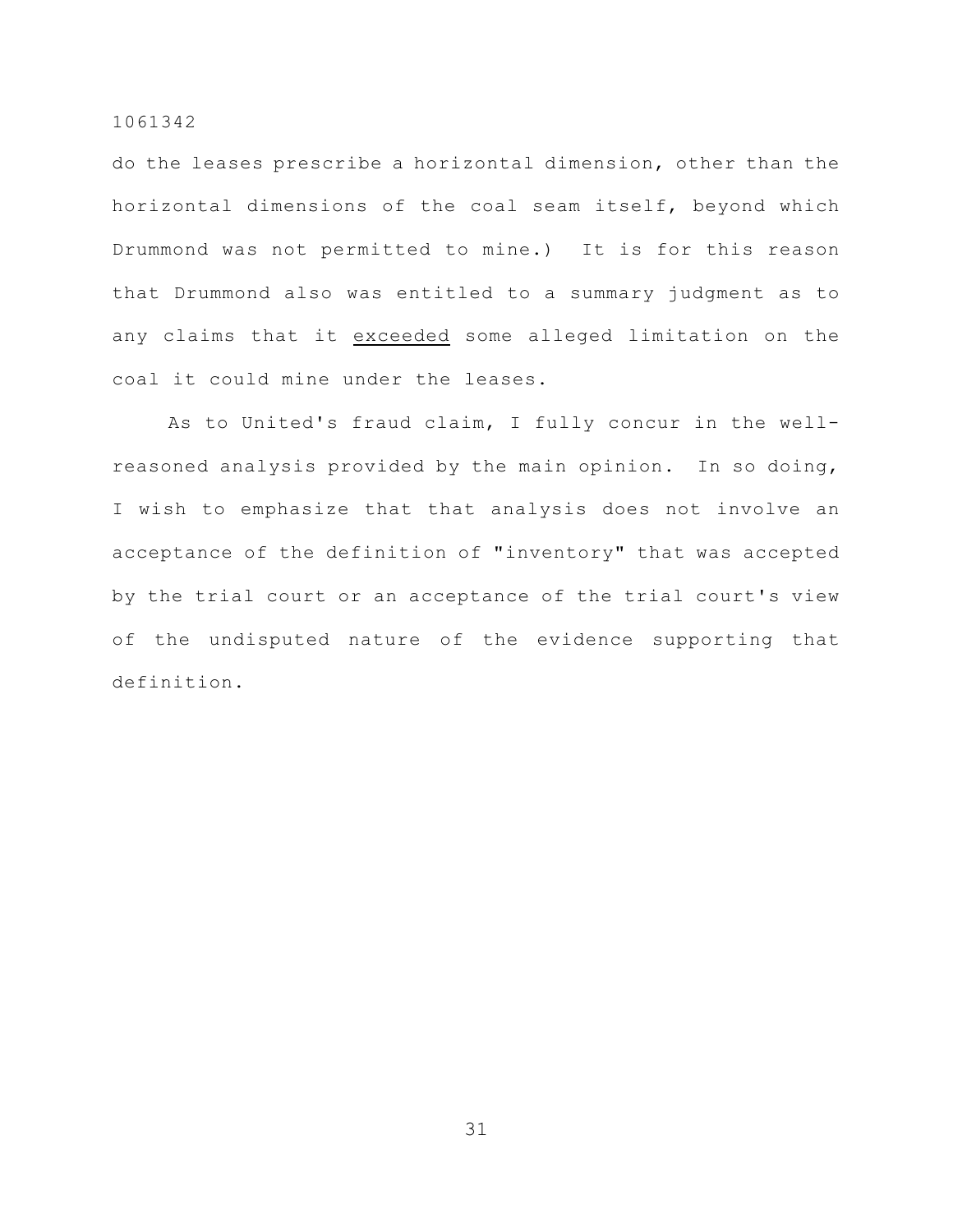do the leases prescribe a horizontal dimension, other than the horizontal dimensions of the coal seam itself, beyond which Drummond was not permitted to mine.) It is for this reason that Drummond also was entitled to a summary judgment as to any claims that it <u>exceeded</u> some alleged limitation on the coal it could mine under the leases.

As to United's fraud claim, I fully concur in the well-reasoned analysis provided by the main opinion. In so doing, I wish to emphasize that that analysis does not involve an acceptance of the definition of "inventory" that was accepted by the trial court or an acceptance of the trial court's view of the undisputed nature of the evidence supporting that definition.